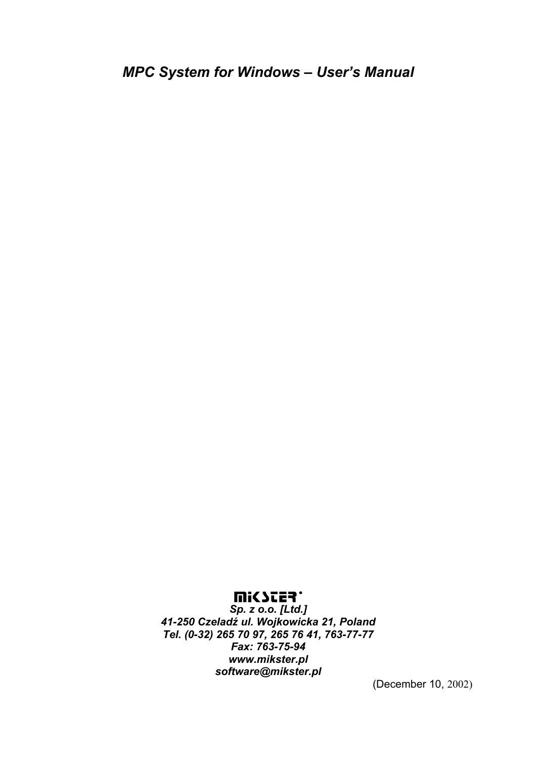# *MPC System for Windows – User's Manual*

**MIKSTER**

***Sp. z o.o. [Ltd.]***

***41-250 Czeladź ul. Wojkowicka 21, Poland***

***Tel. (0-32) 265 70 97, 265 76 41, 763-77-77***

***Fax: 763-75-94***

***www.mikster.pl***

***software@mikster.pl***

(December 10, 2002)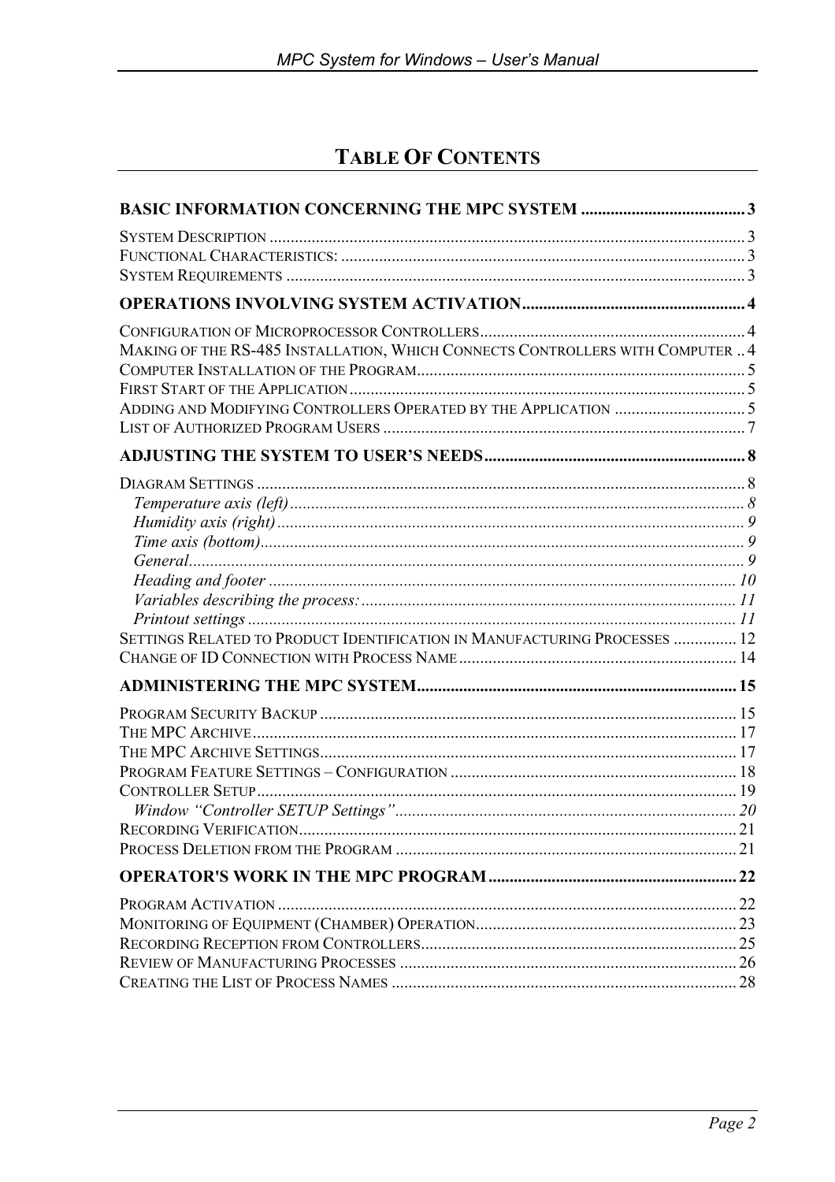# TABLE OF CONTENTS

**BASIC INFORMATION CONCERNING THE MPC SYSTEM ....................................... 3**

SYSTEM DESCRIPTION ........................................................................................................ 3
FUNCTIONAL CHARACTERISTICS: ....................................................................................... 3
SYSTEM REQUIREMENTS .................................................................................................... 3

**OPERATIONS INVOLVING SYSTEM ACTIVATION..................................................... 4**

CONFIGURATION OF MICROPROCESSOR CONTROLLERS.............................................................. 4
MAKING OF THE RS-485 INSTALLATION, WHICH CONNECTS CONTROLLERS WITH COMPUTER .. 4
COMPUTER INSTALLATION OF THE PROGRAM............................................................................. 5
FIRST START OF THE APPLICATION............................................................................................ 5
ADDING AND MODIFYING CONTROLLERS OPERATED BY THE APPLICATION ............................... 5
LIST OF AUTHORIZED PROGRAM USERS ..................................................................................... 7

**ADJUSTING THE SYSTEM TO USER'S NEEDS............................................................. 8**

DIAGRAM SETTINGS .................................................................................................................. 8
*Temperature axis (left)* ........................................................................................................... 8
*Humidity axis (right)* .............................................................................................................. 9
*Time axis (bottom)*.................................................................................................................. 9
*General*.................................................................................................................................. 9
*Heading and footer* .............................................................................................................. 10
*Variables describing the process:* ......................................................................................... 11
*Printout settings* ................................................................................................................... 11
SETTINGS RELATED TO PRODUCT IDENTIFICATION IN MANUFACTURING PROCESSES ............... 12
CHANGE OF ID CONNECTION WITH PROCESS NAME ................................................................. 14

**ADMINISTERING THE MPC SYSTEM........................................................................... 15**

PROGRAM SECURITY BACKUP .................................................................................................. 15
THE MPC ARCHIVE.................................................................................................................. 17
THE MPC ARCHIVE SETTINGS.................................................................................................. 17
PROGRAM FEATURE SETTINGS – CONFIGURATION ................................................................... 18
CONTROLLER SETUP................................................................................................................. 19
*Window "Controller SETUP Settings"*................................................................................. 20
RECORDING VERIFICATION....................................................................................................... 21
PROCESS DELETION FROM THE PROGRAM ................................................................................ 21

**OPERATOR'S WORK IN THE MPC PROGRAM........................................................... 22**

PROGRAM ACTIVATION ............................................................................................................ 22
MONITORING OF EQUIPMENT (CHAMBER) OPERATION............................................................. 23
RECORDING RECEPTION FROM CONTROLLERS.......................................................................... 25
REVIEW OF MANUFACTURING PROCESSES ............................................................................... 26
CREATING THE LIST OF PROCESS NAMES ................................................................................. 28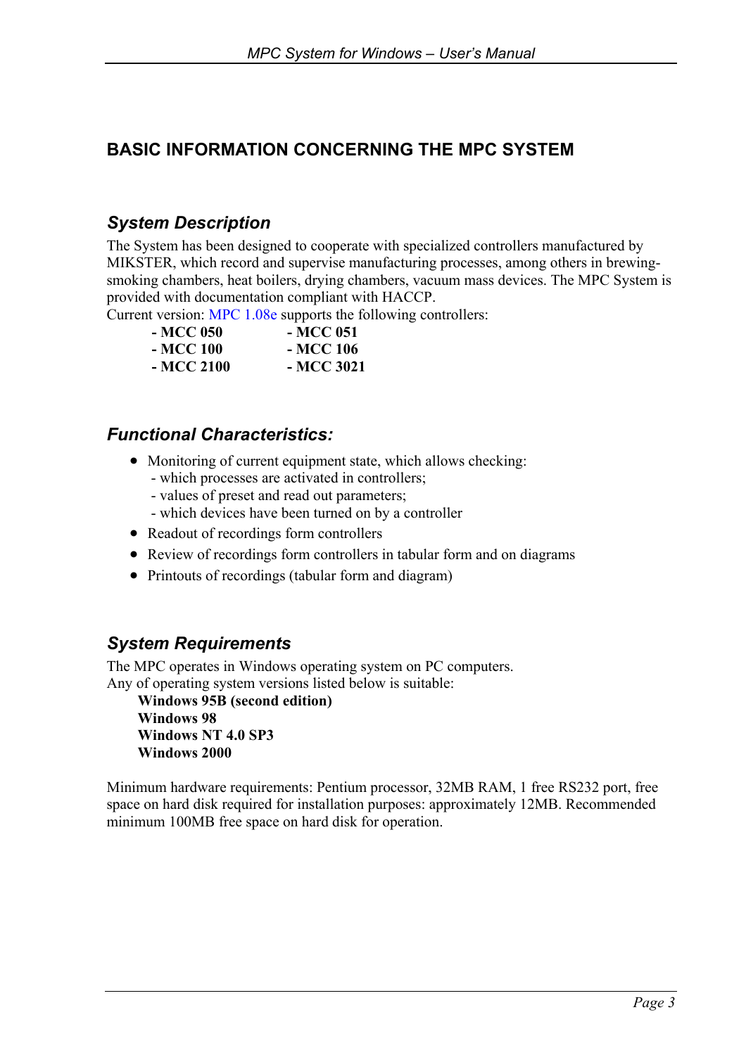# BASIC INFORMATION CONCERNING THE MPC SYSTEM

## *System Description*

The System has been designed to cooperate with specialized controllers manufactured by MIKSTER, which record and supervise manufacturing processes, among others in brewing-smoking chambers, heat boilers, drying chambers, vacuum mass devices. The MPC System is provided with documentation compliant with HACCP.

Current version: MPC 1.08e supports the following controllers:

| | |
|---|---|
| **- MCC 050** | **- MCC 051** |
| **- MCC 100** | **- MCC 106** |
| **- MCC 2100** | **- MCC 3021** |

## *Functional Characteristics:*

- Monitoring of current equipment state, which allows checking:
  - which processes are activated in controllers;
  - values of preset and read out parameters;
  - which devices have been turned on by a controller
- Readout of recordings form controllers
- Review of recordings form controllers in tabular form and on diagrams
- Printouts of recordings (tabular form and diagram)

## *System Requirements*

The MPC operates in Windows operating system on PC computers.
Any of operating system versions listed below is suitable:

**Windows 95B (second edition)**
**Windows 98**
**Windows NT 4.0 SP3**
**Windows 2000**

Minimum hardware requirements: Pentium processor, 32MB RAM, 1 free RS232 port, free space on hard disk required for installation purposes: approximately 12MB. Recommended minimum 100MB free space on hard disk for operation.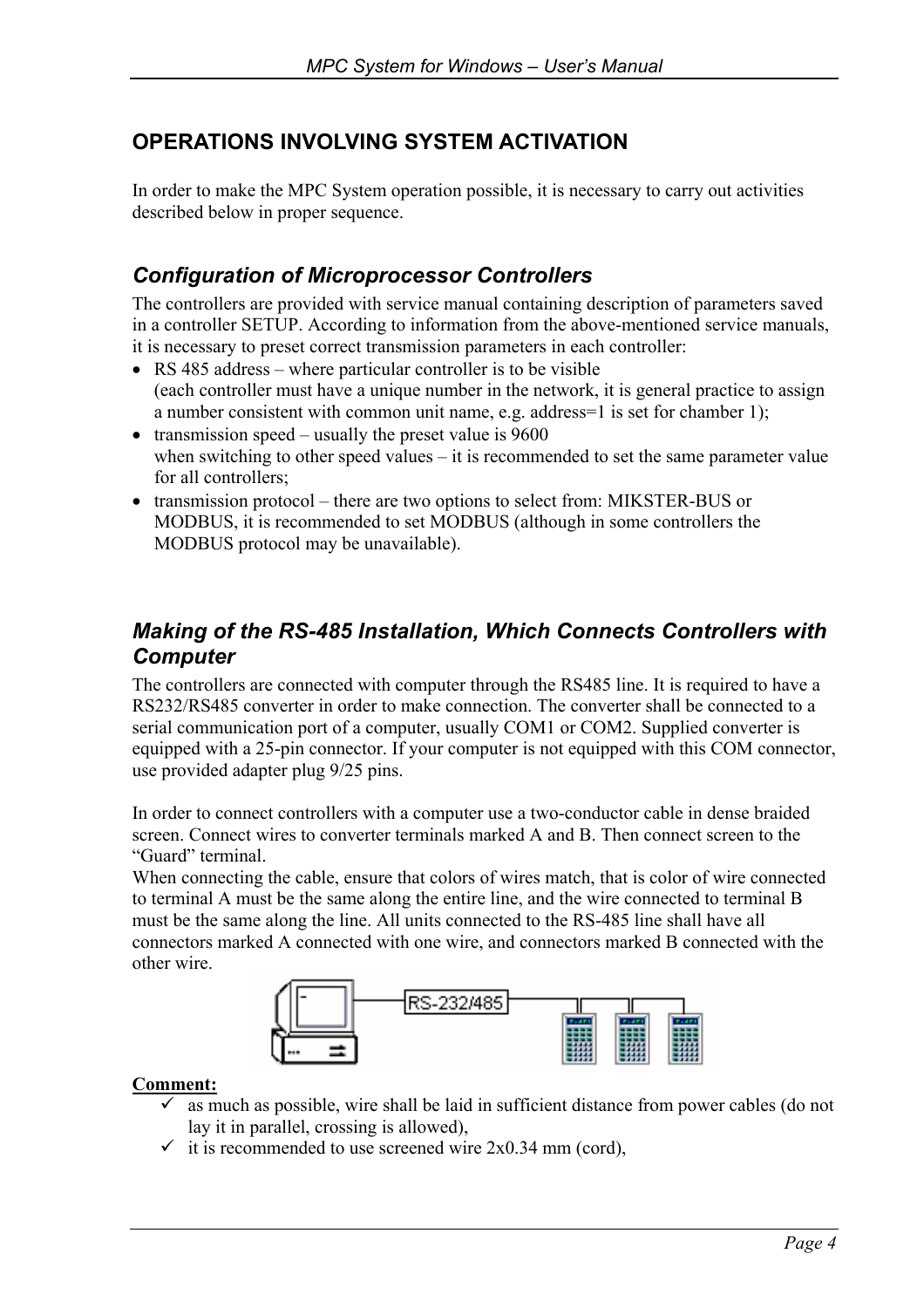## OPERATIONS INVOLVING SYSTEM ACTIVATION

In order to make the MPC System operation possible, it is necessary to carry out activities described below in proper sequence.

### *Configuration of Microprocessor Controllers*

The controllers are provided with service manual containing description of parameters saved in a controller SETUP. According to information from the above-mentioned service manuals, it is necessary to preset correct transmission parameters in each controller:

- RS 485 address – where particular controller is to be visible
  (each controller must have a unique number in the network, it is general practice to assign a number consistent with common unit name, e.g. address=1 is set for chamber 1);
- transmission speed – usually the preset value is 9600
  when switching to other speed values – it is recommended to set the same parameter value for all controllers;
- transmission protocol – there are two options to select from: MIKSTER-BUS or MODBUS, it is recommended to set MODBUS (although in some controllers the MODBUS protocol may be unavailable).

### *Making of the RS-485 Installation, Which Connects Controllers with Computer*

The controllers are connected with computer through the RS485 line. It is required to have a RS232/RS485 converter in order to make connection. The converter shall be connected to a serial communication port of a computer, usually COM1 or COM2. Supplied converter is equipped with a 25-pin connector. If your computer is not equipped with this COM connector, use provided adapter plug 9/25 pins.

In order to connect controllers with a computer use a two-conductor cable in dense braided screen. Connect wires to converter terminals marked A and B. Then connect screen to the “Guard” terminal.
When connecting the cable, ensure that colors of wires match, that is color of wire connected to terminal A must be the same along the entire line, and the wire connected to terminal B must be the same along the line. All units connected to the RS-485 line shall have all connectors marked A connected with one wire, and connectors marked B connected with the other wire.

**Comment:**

- ✓ as much as possible, wire shall be laid in sufficient distance from power cables (do not lay it in parallel, crossing is allowed),
- ✓ it is recommended to use screened wire 2x0.34 mm (cord),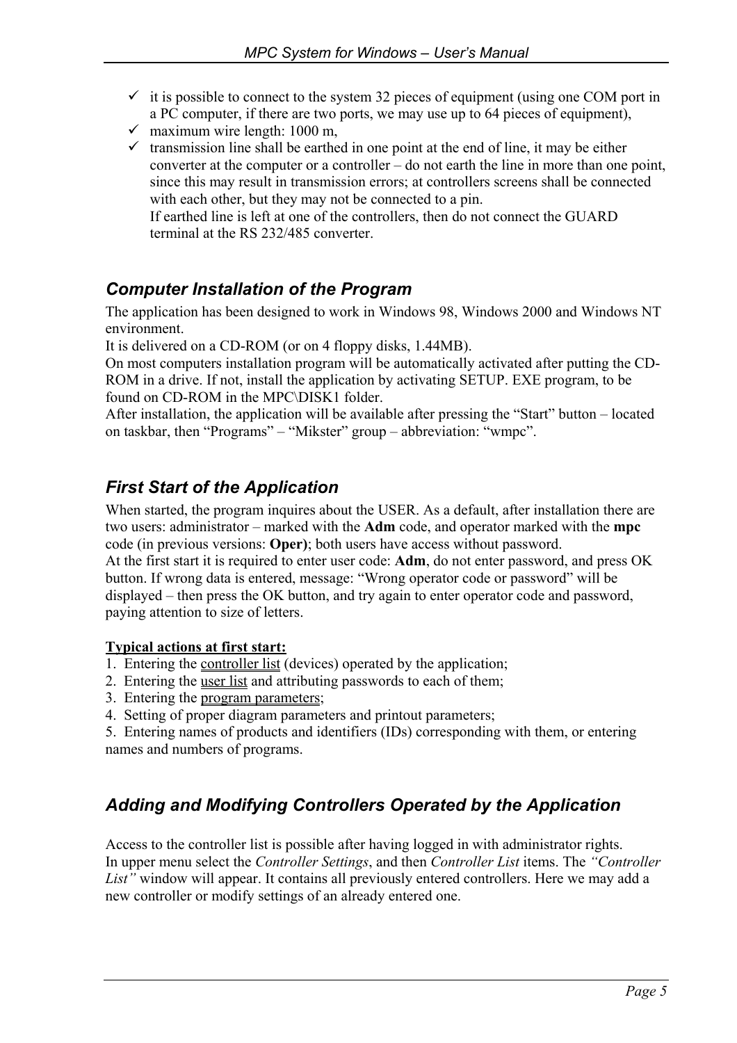- ✓ it is possible to connect to the system 32 pieces of equipment (using one COM port in a PC computer, if there are two ports, we may use up to 64 pieces of equipment),
- ✓ maximum wire length: 1000 m,
- ✓ transmission line shall be earthed in one point at the end of line, it may be either converter at the computer or a controller – do not earth the line in more than one point, since this may result in transmission errors; at controllers screens shall be connected with each other, but they may not be connected to a pin.
  If earthed line is left at one of the controllers, then do not connect the GUARD terminal at the RS 232/485 converter.

## *Computer Installation of the Program*

The application has been designed to work in Windows 98, Windows 2000 and Windows NT environment.
It is delivered on a CD-ROM (or on 4 floppy disks, 1.44MB).
On most computers installation program will be automatically activated after putting the CD-ROM in a drive. If not, install the application by activating SETUP. EXE program, to be found on CD-ROM in the MPC\DISK1 folder.
After installation, the application will be available after pressing the "Start" button – located on taskbar, then "Programs" – "Mikster" group – abbreviation: "wmpc".

## *First Start of the Application*

When started, the program inquires about the USER. As a default, after installation there are two users: administrator – marked with the **Adm** code, and operator marked with the **mpc** code (in previous versions: **Oper)**; both users have access without password.
At the first start it is required to enter user code: **Adm**, do not enter password, and press OK button. If wrong data is entered, message: "Wrong operator code or password" will be displayed – then press the OK button, and try again to enter operator code and password, paying attention to size of letters.

**<u>Typical actions at first start:</u>**

1. Entering the <u>controller list</u> (devices) operated by the application;
2. Entering the <u>user list</u> and attributing passwords to each of them;
3. Entering the <u>program parameters</u>;
4. Setting of proper diagram parameters and printout parameters;
5. Entering names of products and identifiers (IDs) corresponding with them, or entering names and numbers of programs.

## *Adding and Modifying Controllers Operated by the Application*

Access to the controller list is possible after having logged in with administrator rights.
In upper menu select the *Controller Settings*, and then *Controller List* items. The *"Controller List"* window will appear. It contains all previously entered controllers. Here we may add a new controller or modify settings of an already entered one.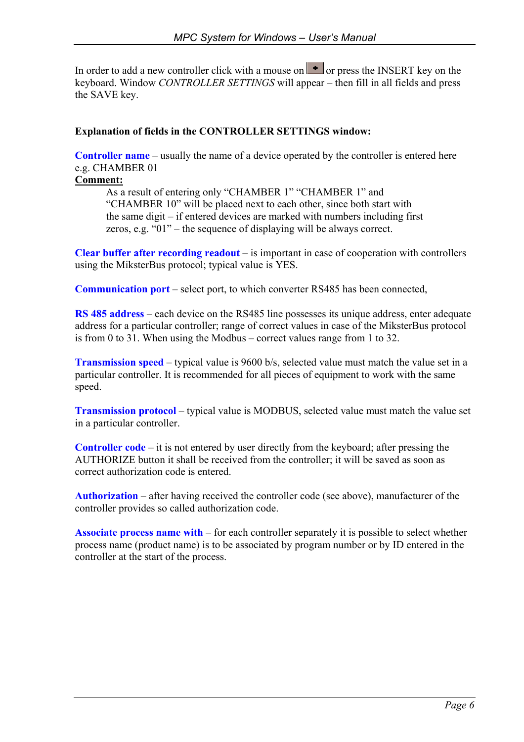In order to add a new controller click with a mouse on [+] or press the INSERT key on the keyboard. Window *CONTROLLER SETTINGS* will appear – then fill in all fields and press the SAVE key.

**Explanation of fields in the CONTROLLER SETTINGS window:**

**Controller name** – usually the name of a device operated by the controller is entered here e.g. CHAMBER 01

**Comment:**

> As a result of entering only "CHAMBER 1" "CHAMBER 1" and "CHAMBER 10" will be placed next to each other, since both start with the same digit – if entered devices are marked with numbers including first zeros, e.g. "01" – the sequence of displaying will be always correct.

**Clear buffer after recording readout** – is important in case of cooperation with controllers using the MiksterBus protocol; typical value is YES.

**Communication port** – select port, to which converter RS485 has been connected,

**RS 485 address** – each device on the RS485 line possesses its unique address, enter adequate address for a particular controller; range of correct values in case of the MiksterBus protocol is from 0 to 31. When using the Modbus – correct values range from 1 to 32.

**Transmission speed** – typical value is 9600 b/s, selected value must match the value set in a particular controller. It is recommended for all pieces of equipment to work with the same speed.

**Transmission protocol** – typical value is MODBUS, selected value must match the value set in a particular controller.

**Controller code** – it is not entered by user directly from the keyboard; after pressing the AUTHORIZE button it shall be received from the controller; it will be saved as soon as correct authorization code is entered.

**Authorization** – after having received the controller code (see above), manufacturer of the controller provides so called authorization code.

**Associate process name with** – for each controller separately it is possible to select whether process name (product name) is to be associated by program number or by ID entered in the controller at the start of the process.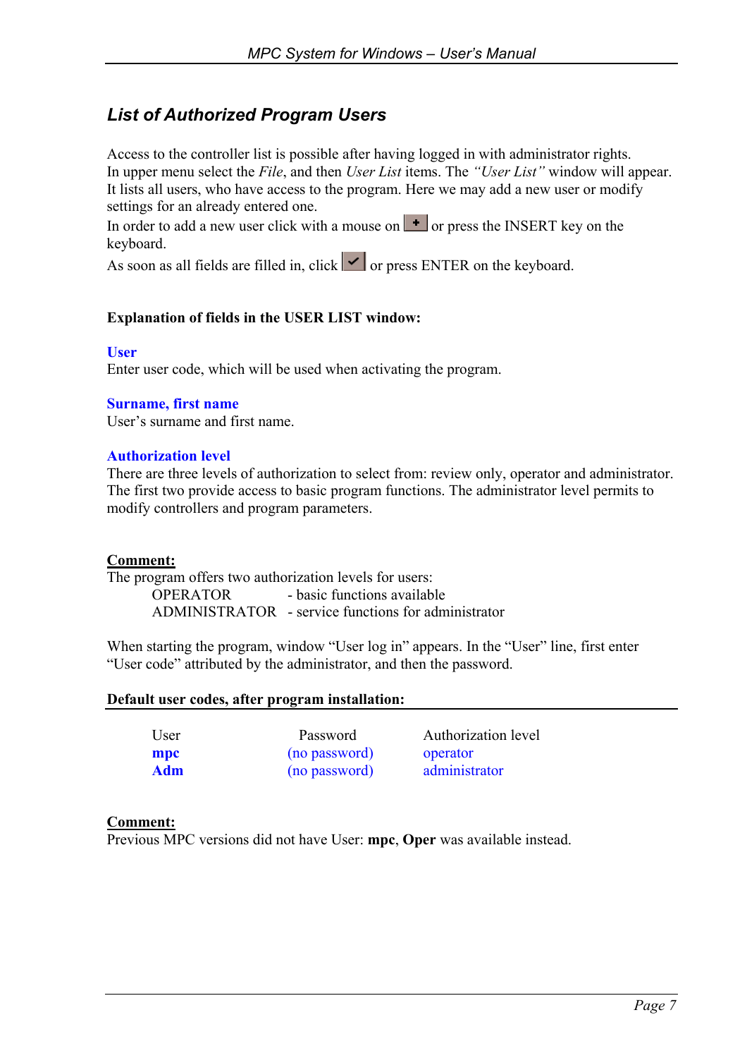## *List of Authorized Program Users*

Access to the controller list is possible after having logged in with administrator rights.
In upper menu select the *File*, and then *User List* items. The *"User List"* window will appear.
It lists all users, who have access to the program. Here we may add a new user or modify settings for an already entered one.
In order to add a new user click with a mouse on [+] or press the INSERT key on the keyboard.
As soon as all fields are filled in, click [✓] or press ENTER on the keyboard.

**Explanation of fields in the USER LIST window:**

**User**
Enter user code, which will be used when activating the program.

**Surname, first name**
User's surname and first name.

**Authorization level**
There are three levels of authorization to select from: review only, operator and administrator. The first two provide access to basic program functions. The administrator level permits to modify controllers and program parameters.

**Comment:**
The program offers two authorization levels for users:

OPERATOR - basic functions available
ADMINISTRATOR - service functions for administrator

When starting the program, window "User log in" appears. In the "User" line, first enter "User code" attributed by the administrator, and then the password.

**Default user codes, after program installation:**

| User | Password | Authorization level |
| --- | --- | --- |
| **mpc** | (no password) | operator |
| **Adm** | (no password) | administrator |

**Comment:**
Previous MPC versions did not have User: **mpc**, **Oper** was available instead.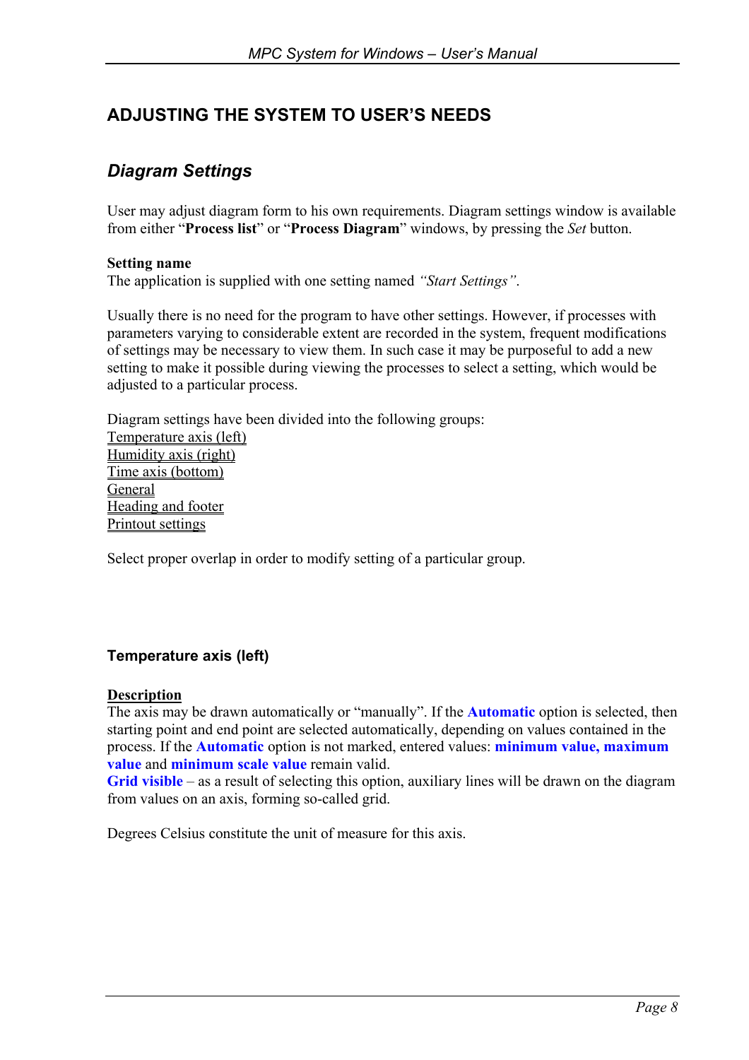# ADJUSTING THE SYSTEM TO USER'S NEEDS

## *Diagram Settings*

User may adjust diagram form to his own requirements. Diagram settings window is available from either "**Process list**" or "**Process Diagram**" windows, by pressing the *Set* button.

**Setting name**
The application is supplied with one setting named *"Start Settings"*.

Usually there is no need for the program to have other settings. However, if processes with parameters varying to considerable extent are recorded in the system, frequent modifications of settings may be necessary to view them. In such case it may be purposeful to add a new setting to make it possible during viewing the processes to select a setting, which would be adjusted to a particular process.

Diagram settings have been divided into the following groups:
Temperature axis (left)
Humidity axis (right)
Time axis (bottom)
General
Heading and footer
Printout settings

Select proper overlap in order to modify setting of a particular group.

### Temperature axis (left)

**Description**
The axis may be drawn automatically or "manually". If the **Automatic** option is selected, then starting point and end point are selected automatically, depending on values contained in the process. If the **Automatic** option is not marked, entered values: **minimum value, maximum value** and **minimum scale value** remain valid.
**Grid visible** – as a result of selecting this option, auxiliary lines will be drawn on the diagram from values on an axis, forming so-called grid.

Degrees Celsius constitute the unit of measure for this axis.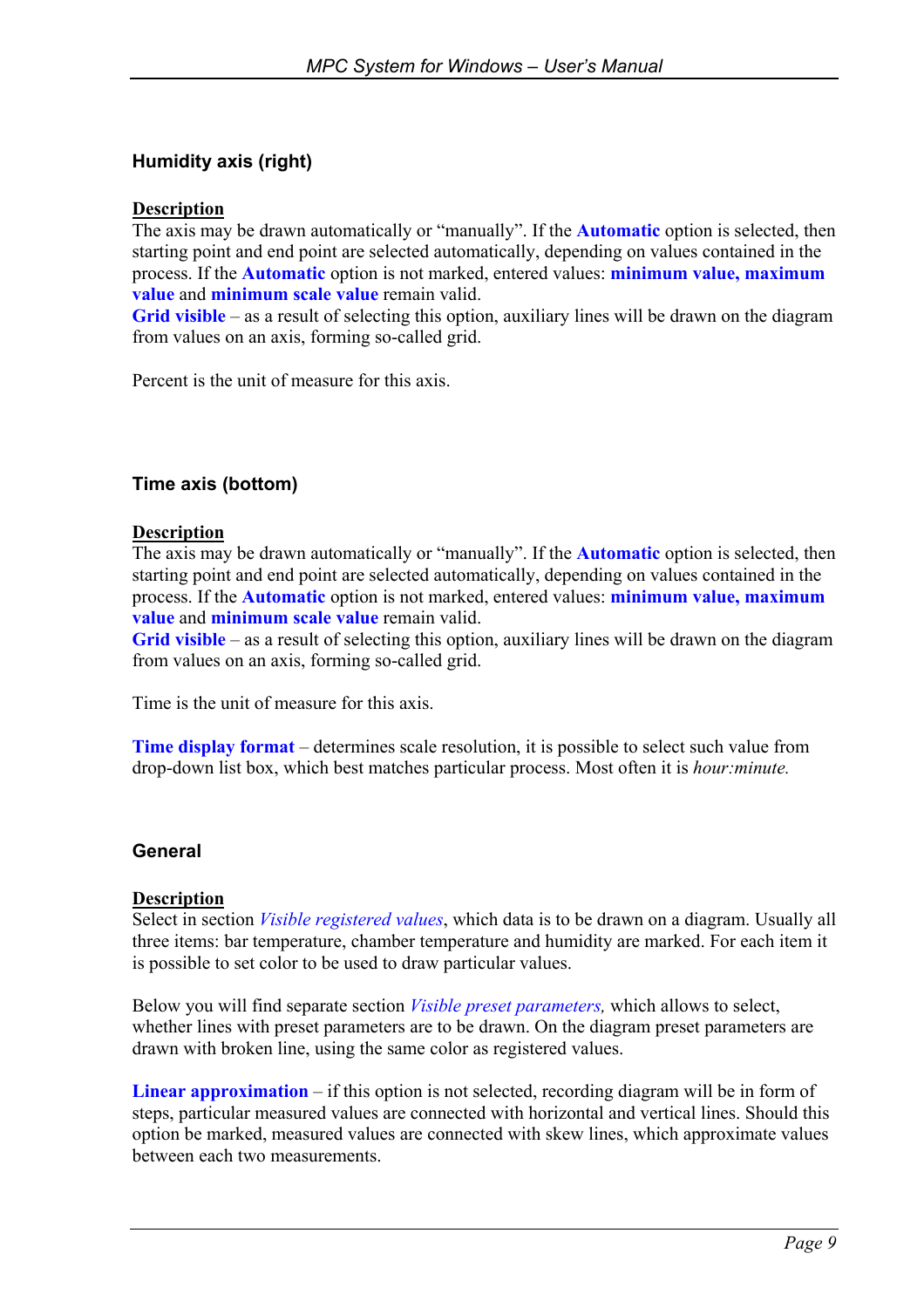### Humidity axis (right)

**Description**

The axis may be drawn automatically or “manually”. If the **Automatic** option is selected, then starting point and end point are selected automatically, depending on values contained in the process. If the **Automatic** option is not marked, entered values: **minimum value, maximum value** and **minimum scale value** remain valid.
**Grid visible** – as a result of selecting this option, auxiliary lines will be drawn on the diagram from values on an axis, forming so-called grid.

Percent is the unit of measure for this axis.

### Time axis (bottom)

**Description**

The axis may be drawn automatically or “manually”. If the **Automatic** option is selected, then starting point and end point are selected automatically, depending on values contained in the process. If the **Automatic** option is not marked, entered values: **minimum value, maximum value** and **minimum scale value** remain valid.
**Grid visible** – as a result of selecting this option, auxiliary lines will be drawn on the diagram from values on an axis, forming so-called grid.

Time is the unit of measure for this axis.

**Time display format** – determines scale resolution, it is possible to select such value from drop-down list box, which best matches particular process. Most often it is *hour:minute.*

### General

**Description**

Select in section *Visible registered values*, which data is to be drawn on a diagram. Usually all three items: bar temperature, chamber temperature and humidity are marked. For each item it is possible to set color to be used to draw particular values.

Below you will find separate section *Visible preset parameters,* which allows to select, whether lines with preset parameters are to be drawn. On the diagram preset parameters are drawn with broken line, using the same color as registered values.

**Linear approximation** – if this option is not selected, recording diagram will be in form of steps, particular measured values are connected with horizontal and vertical lines. Should this option be marked, measured values are connected with skew lines, which approximate values between each two measurements.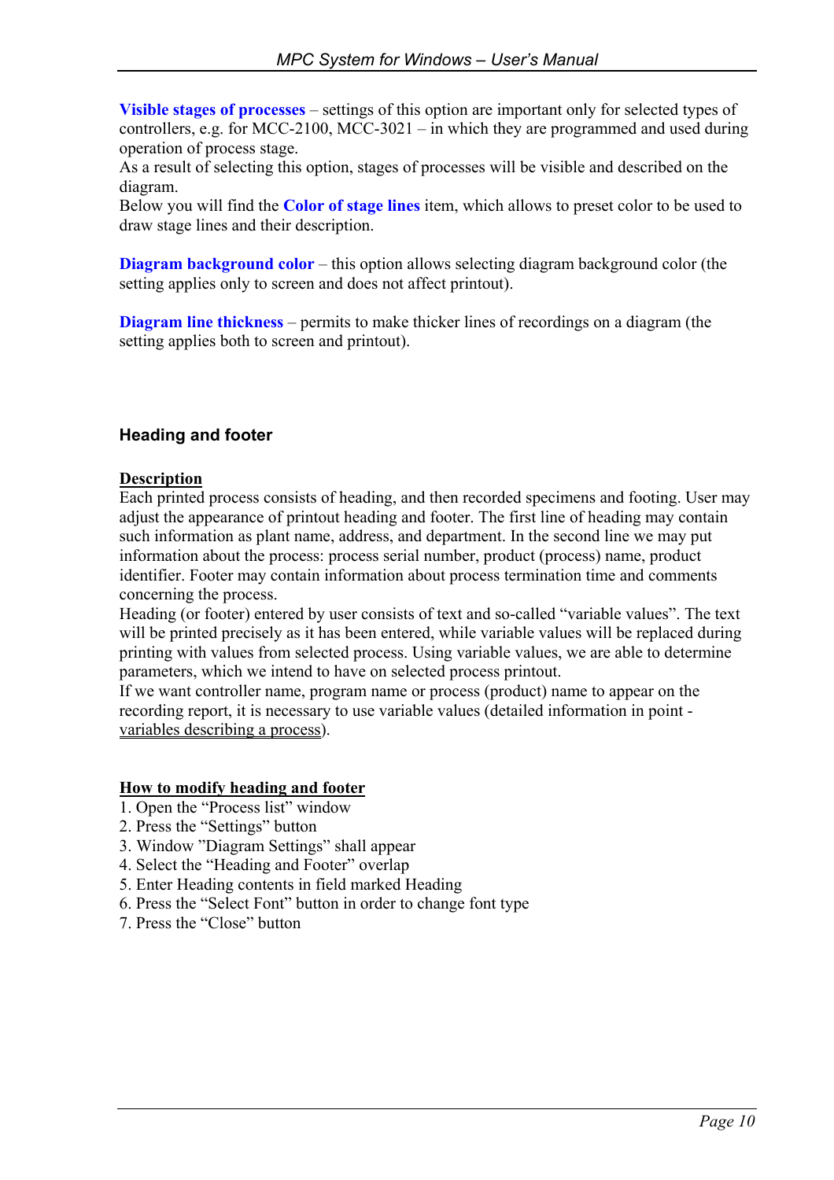**Visible stages of processes** – settings of this option are important only for selected types of controllers, e.g. for MCC-2100, MCC-3021 – in which they are programmed and used during operation of process stage.
As a result of selecting this option, stages of processes will be visible and described on the diagram.
Below you will find the **Color of stage lines** item, which allows to preset color to be used to draw stage lines and their description.

**Diagram background color** – this option allows selecting diagram background color (the setting applies only to screen and does not affect printout).

**Diagram line thickness** – permits to make thicker lines of recordings on a diagram (the setting applies both to screen and printout).

## Heading and footer

**Description**

Each printed process consists of heading, and then recorded specimens and footing. User may adjust the appearance of printout heading and footer. The first line of heading may contain such information as plant name, address, and department. In the second line we may put information about the process: process serial number, product (process) name, product identifier. Footer may contain information about process termination time and comments concerning the process.
Heading (or footer) entered by user consists of text and so-called "variable values". The text will be printed precisely as it has been entered, while variable values will be replaced during printing with values from selected process. Using variable values, we are able to determine parameters, which we intend to have on selected process printout.
If we want controller name, program name or process (product) name to appear on the recording report, it is necessary to use variable values (detailed information in point - variables describing a process).

**How to modify heading and footer**

1. Open the "Process list" window
2. Press the "Settings" button
3. Window "Diagram Settings" shall appear
4. Select the "Heading and Footer" overlap
5. Enter Heading contents in field marked Heading
6. Press the "Select Font" button in order to change font type
7. Press the "Close" button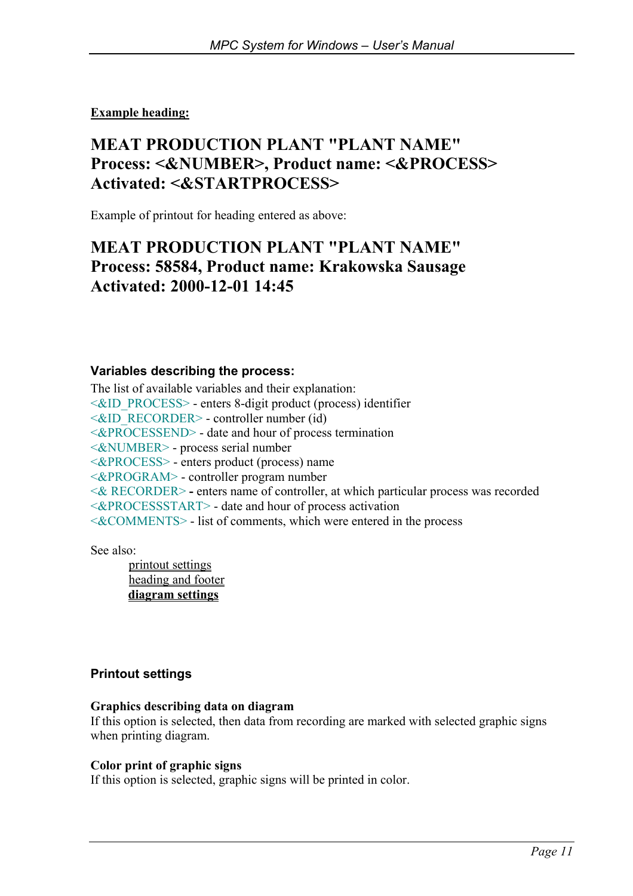**Example heading:**

## MEAT PRODUCTION PLANT "PLANT NAME"
## Process: <&NUMBER>, Product name: <&PROCESS>
## Activated: <&STARTPROCESS>

Example of printout for heading entered as above:

## MEAT PRODUCTION PLANT "PLANT NAME"
## Process: 58584, Product name: Krakowska Sausage
## Activated: 2000-12-01 14:45

### Variables describing the process:

The list of available variables and their explanation:
<&ID_PROCESS> - enters 8-digit product (process) identifier
<&ID_RECORDER> - controller number (id)
<&PROCESSEND> - date and hour of process termination
<&NUMBER> - process serial number
<&PROCESS> - enters product (process) name
<&PROGRAM> - controller program number
<& RECORDER> - enters name of controller, at which particular process was recorded
<&PROCESSSTART> - date and hour of process activation
<&COMMENTS> - list of comments, which were entered in the process

See also:
- printout settings
- heading and footer
- **diagram settings**

### Printout settings

**Graphics describing data on diagram**
If this option is selected, then data from recording are marked with selected graphic signs when printing diagram.

**Color print of graphic signs**
If this option is selected, graphic signs will be printed in color.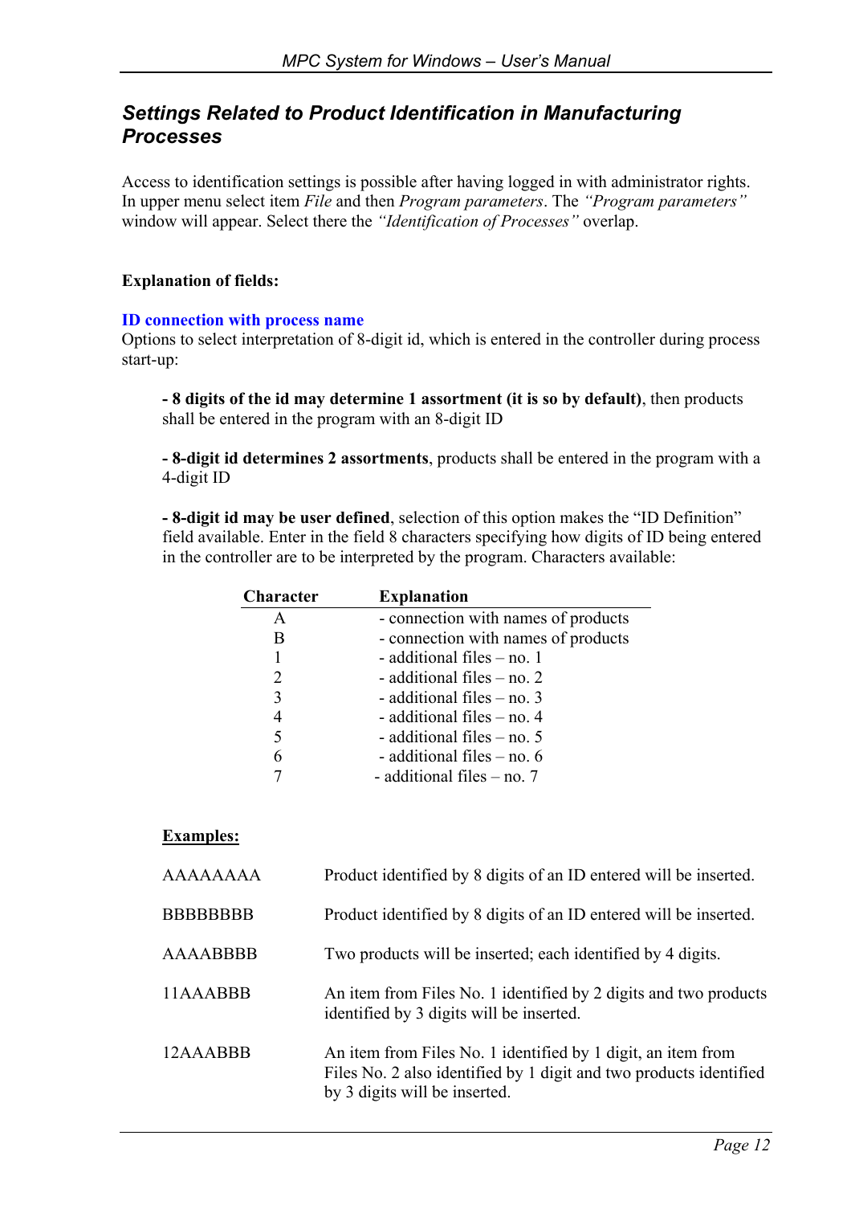## *Settings Related to Product Identification in Manufacturing Processes*

Access to identification settings is possible after having logged in with administrator rights. In upper menu select item *File* and then *Program parameters*. The *"Program parameters"* window will appear. Select there the *"Identification of Processes"* overlap.

**Explanation of fields:**

**ID connection with process name**
Options to select interpretation of 8-digit id, which is entered in the controller during process start-up:

**- 8 digits of the id may determine 1 assortment (it is so by default)**, then products shall be entered in the program with an 8-digit ID

**- 8-digit id determines 2 assortments**, products shall be entered in the program with a 4-digit ID

**- 8-digit id may be user defined**, selection of this option makes the "ID Definition" field available. Enter in the field 8 characters specifying how digits of ID being entered in the controller are to be interpreted by the program. Characters available:

| Character | Explanation |
|---|---|
| A | - connection with names of products |
| B | - connection with names of products |
| 1 | - additional files – no. 1 |
| 2 | - additional files – no. 2 |
| 3 | - additional files – no. 3 |
| 4 | - additional files – no. 4 |
| 5 | - additional files – no. 5 |
| 6 | - additional files – no. 6 |
| 7 | - additional files – no. 7 |

**Examples:**

| | |
|---|---|
| AAAAAAAA | Product identified by 8 digits of an ID entered will be inserted. |
| BBBBBBBB | Product identified by 8 digits of an ID entered will be inserted. |
| AAAABBBB | Two products will be inserted; each identified by 4 digits. |
| 11AAABBB | An item from Files No. 1 identified by 2 digits and two products identified by 3 digits will be inserted. |
| 12AAABBB | An item from Files No. 1 identified by 1 digit, an item from Files No. 2 also identified by 1 digit and two products identified by 3 digits will be inserted. |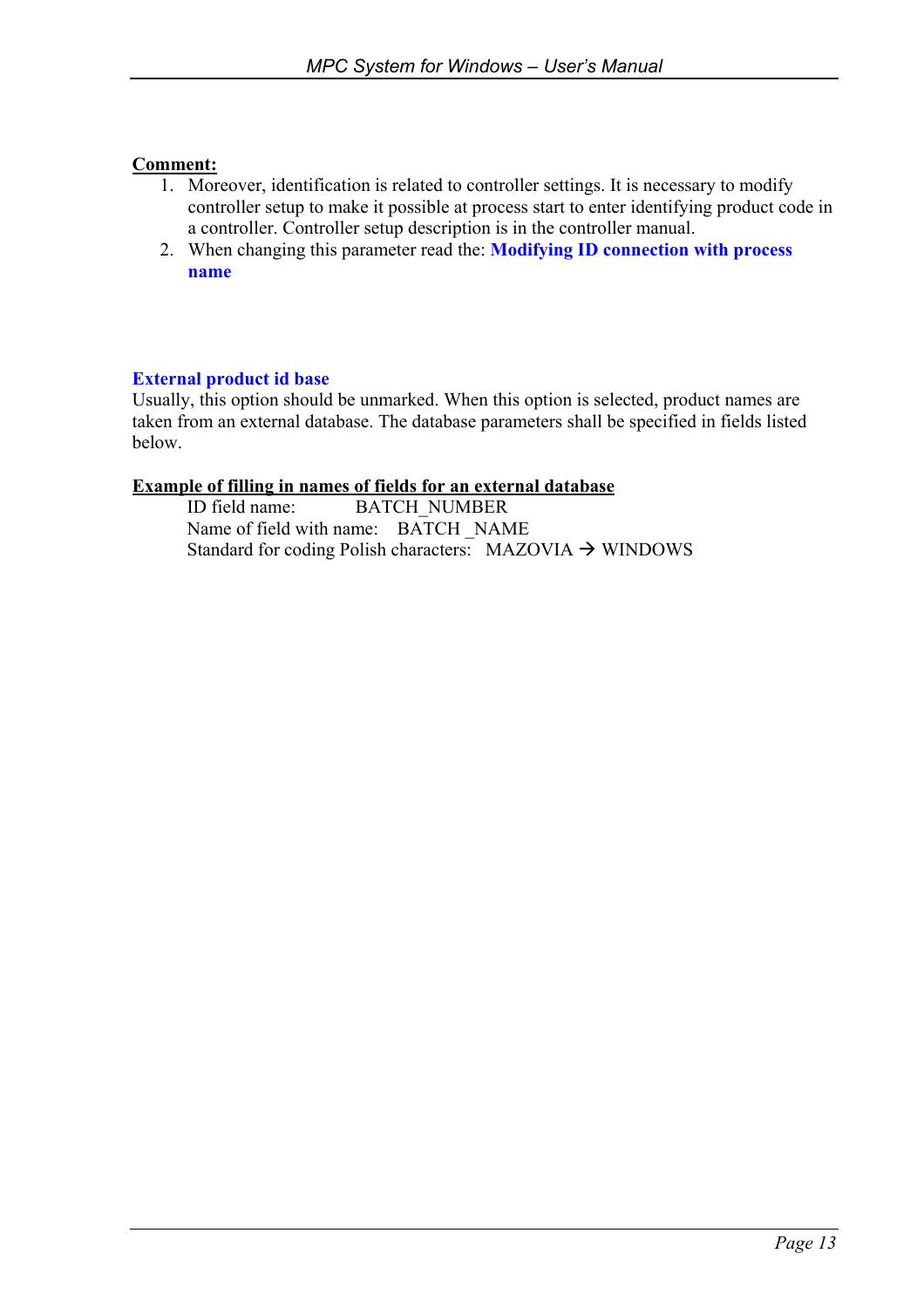**Comment:**

1. Moreover, identification is related to controller settings. It is necessary to modify controller setup to make it possible at process start to enter identifying product code in a controller. Controller setup description is in the controller manual.
2. When changing this parameter read the: **Modifying ID connection with process name**

### External product id base

Usually, this option should be unmarked. When this option is selected, product names are taken from an external database. The database parameters shall be specified in fields listed below.

**Example of filling in names of fields for an external database**

ID field name: BATCH_NUMBER
Name of field with name: BATCH _NAME
Standard for coding Polish characters: MAZOVIA → WINDOWS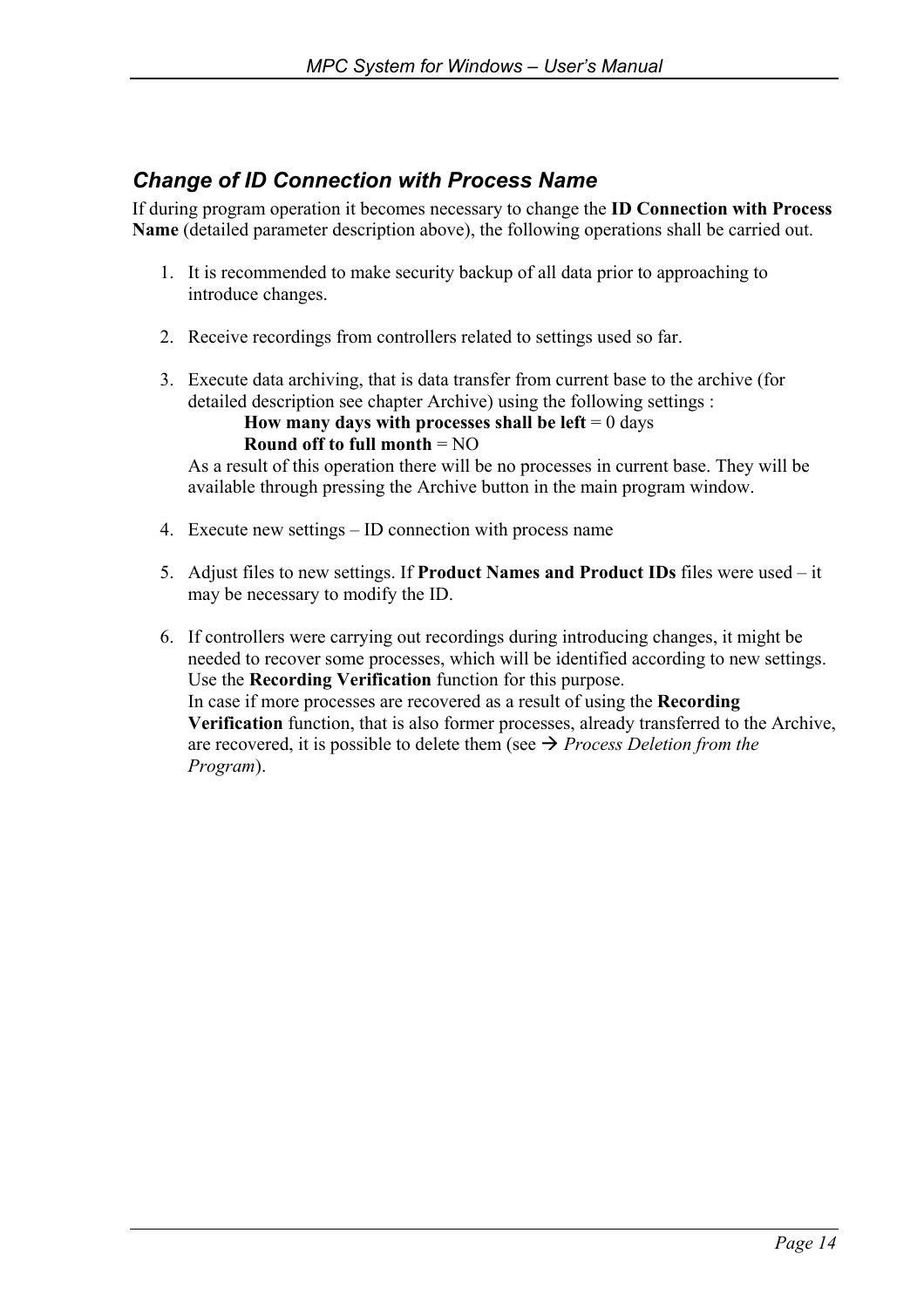## *Change of ID Connection with Process Name*

If during program operation it becomes necessary to change the **ID Connection with Process Name** (detailed parameter description above), the following operations shall be carried out.

1. It is recommended to make security backup of all data prior to approaching to introduce changes.

2. Receive recordings from controllers related to settings used so far.

3. Execute data archiving, that is data transfer from current base to the archive (for detailed description see chapter Archive) using the following settings :
   
   **How many days with processes shall be left** = 0 days
   
   **Round off to full month** = NO
   
   As a result of this operation there will be no processes in current base. They will be available through pressing the Archive button in the main program window.

4. Execute new settings – ID connection with process name

5. Adjust files to new settings. If **Product Names and Product IDs** files were used – it may be necessary to modify the ID.

6. If controllers were carrying out recordings during introducing changes, it might be needed to recover some processes, which will be identified according to new settings. Use the **Recording Verification** function for this purpose.
   
   In case if more processes are recovered as a result of using the **Recording Verification** function, that is also former processes, already transferred to the Archive, are recovered, it is possible to delete them (see → *Process Deletion from the Program*).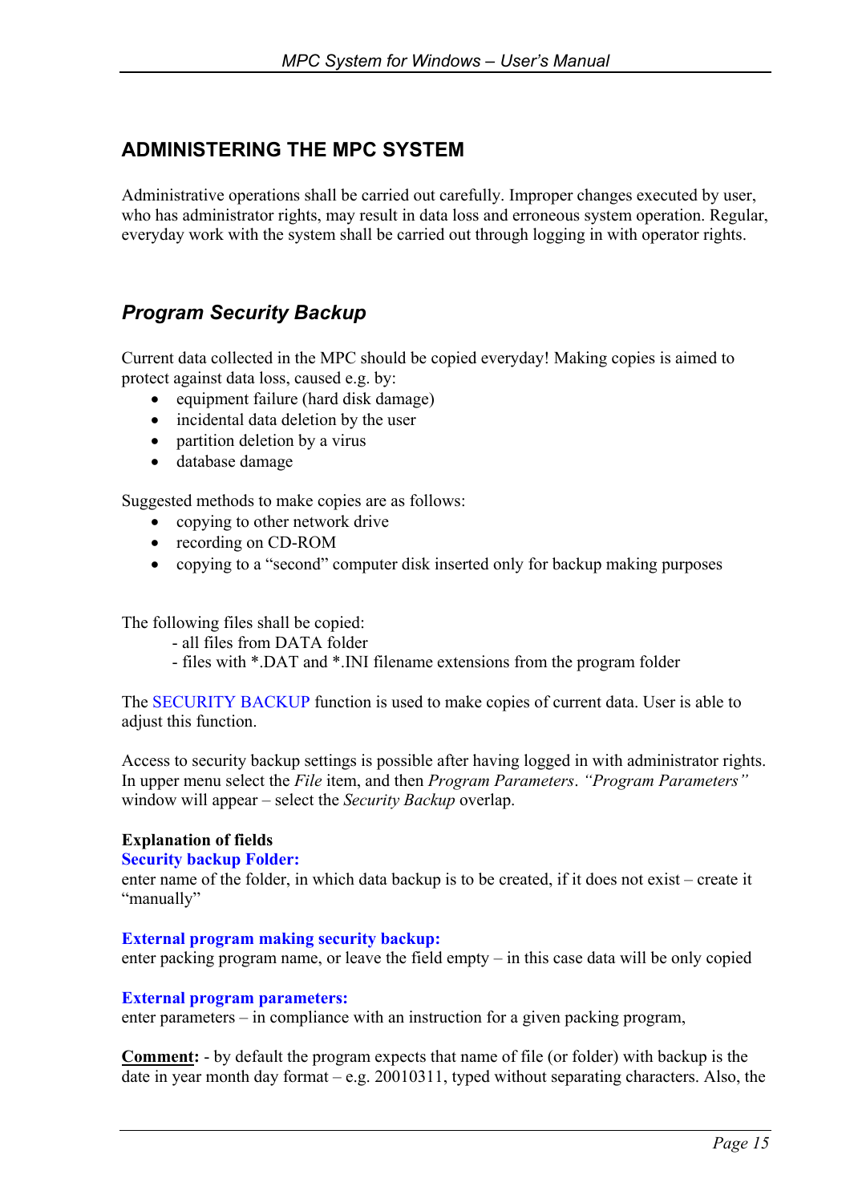## ADMINISTERING THE MPC SYSTEM

Administrative operations shall be carried out carefully. Improper changes executed by user, who has administrator rights, may result in data loss and erroneous system operation. Regular, everyday work with the system shall be carried out through logging in with operator rights.

### *Program Security Backup*

Current data collected in the MPC should be copied everyday! Making copies is aimed to protect against data loss, caused e.g. by:

- equipment failure (hard disk damage)
- incidental data deletion by the user
- partition deletion by a virus
- database damage

Suggested methods to make copies are as follows:

- copying to other network drive
- recording on CD-ROM
- copying to a "second" computer disk inserted only for backup making purposes

The following files shall be copied:

- all files from DATA folder
- files with *.DAT and *.INI filename extensions from the program folder

The SECURITY BACKUP function is used to make copies of current data. User is able to adjust this function.

Access to security backup settings is possible after having logged in with administrator rights. In upper menu select the *File* item, and then *Program Parameters*. *"Program Parameters"* window will appear – select the *Security Backup* overlap.

**Explanation of fields**

**Security backup Folder:**
enter name of the folder, in which data backup is to be created, if it does not exist – create it "manually"

**External program making security backup:**
enter packing program name, or leave the field empty – in this case data will be only copied

**External program parameters:**
enter parameters – in compliance with an instruction for a given packing program,

**Comment:** - by default the program expects that name of file (or folder) with backup is the date in year month day format – e.g. 20010311, typed without separating characters. Also, the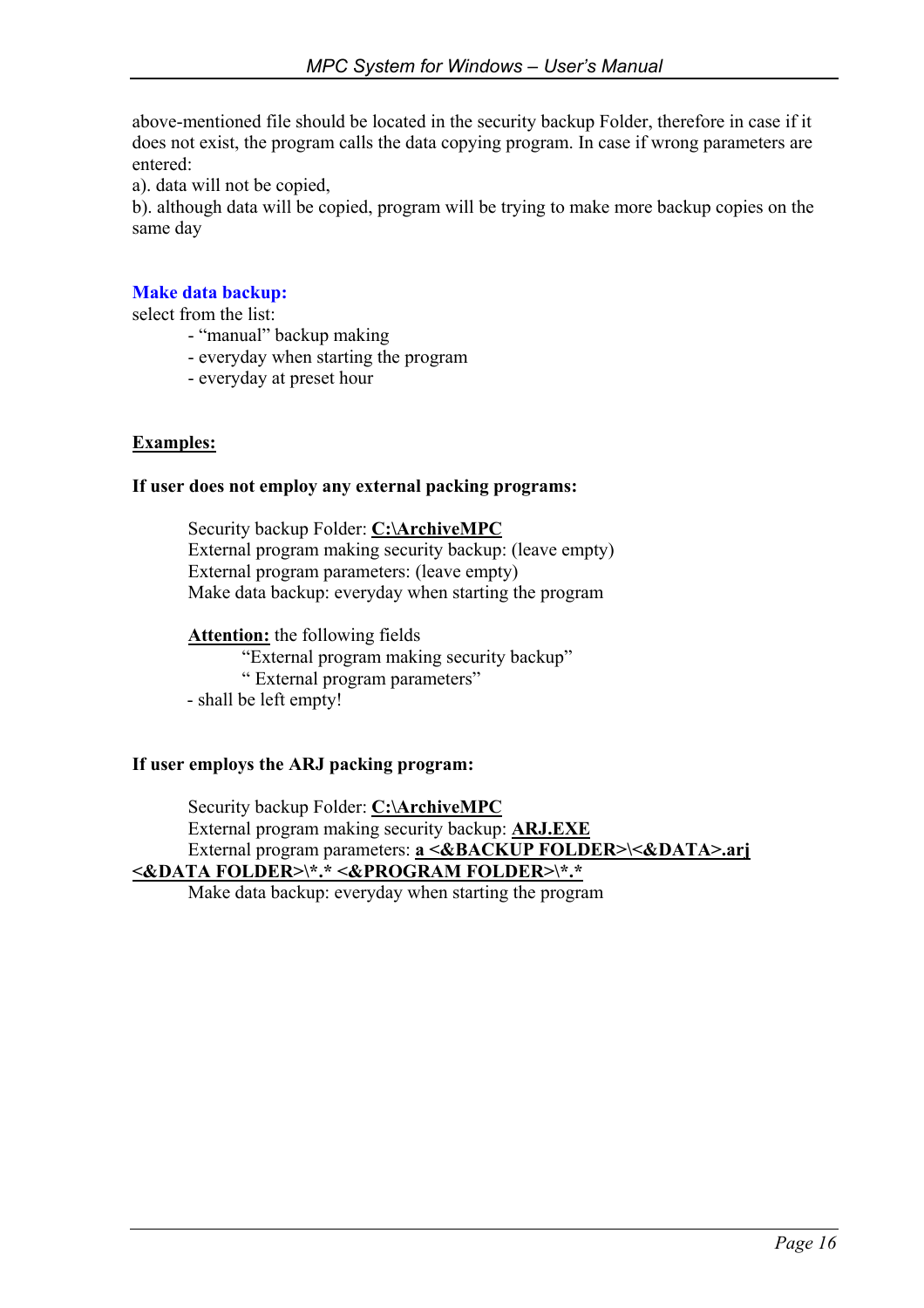above-mentioned file should be located in the security backup Folder, therefore in case if it does not exist, the program calls the data copying program. In case if wrong parameters are entered:

a). data will not be copied,

b). although data will be copied, program will be trying to make more backup copies on the same day

**Make data backup:**

select from the list:

- "manual" backup making
- everyday when starting the program
- everyday at preset hour

**Examples:**

**If user does not employ any external packing programs:**

Security backup Folder: **C:\ArchiveMPC**
External program making security backup: (leave empty)
External program parameters: (leave empty)
Make data backup: everyday when starting the program

**Attention:** the following fields
"External program making security backup"
" External program parameters"
- shall be left empty!

**If user employs the ARJ packing program:**

Security backup Folder: **C:\ArchiveMPC**
External program making security backup: **ARJ.EXE**
External program parameters: **a <&BACKUP FOLDER>\<&DATA>.arj <&DATA FOLDER>\*.* <&PROGRAM FOLDER>\*.***
Make data backup: everyday when starting the program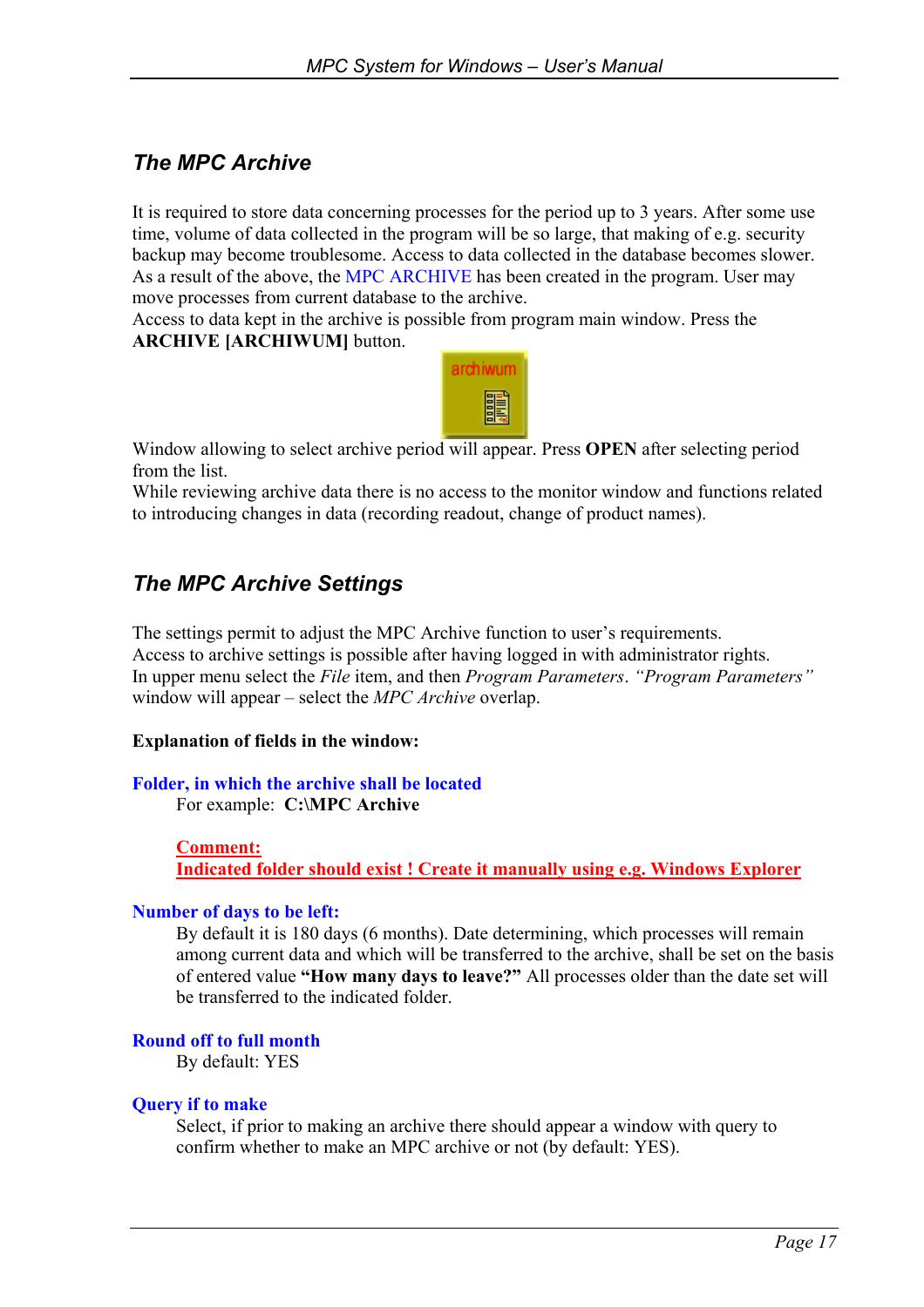## *The MPC Archive*

It is required to store data concerning processes for the period up to 3 years. After some use time, volume of data collected in the program will be so large, that making of e.g. security backup may become troublesome. Access to data collected in the database becomes slower. As a result of the above, the MPC ARCHIVE has been created in the program. User may move processes from current database to the archive.
Access to data kept in the archive is possible from program main window. Press the **ARCHIVE [ARCHIWUM]** button.

Window allowing to select archive period will appear. Press **OPEN** after selecting period from the list.
While reviewing archive data there is no access to the monitor window and functions related to introducing changes in data (recording readout, change of product names).

## *The MPC Archive Settings*

The settings permit to adjust the MPC Archive function to user's requirements.
Access to archive settings is possible after having logged in with administrator rights.
In upper menu select the *File* item, and then *Program Parameters*. *"Program Parameters"* window will appear – select the *MPC Archive* overlap.

**Explanation of fields in the window:**

**Folder, in which the archive shall be located**

For example: **C:\MPC Archive**

**Comment:**
**Indicated folder should exist ! Create it manually using e.g. Windows Explorer**

**Number of days to be left:**

By default it is 180 days (6 months). Date determining, which processes will remain among current data and which will be transferred to the archive, shall be set on the basis of entered value **"How many days to leave?"** All processes older than the date set will be transferred to the indicated folder.

**Round off to full month**

By default: YES

**Query if to make**

Select, if prior to making an archive there should appear a window with query to confirm whether to make an MPC archive or not (by default: YES).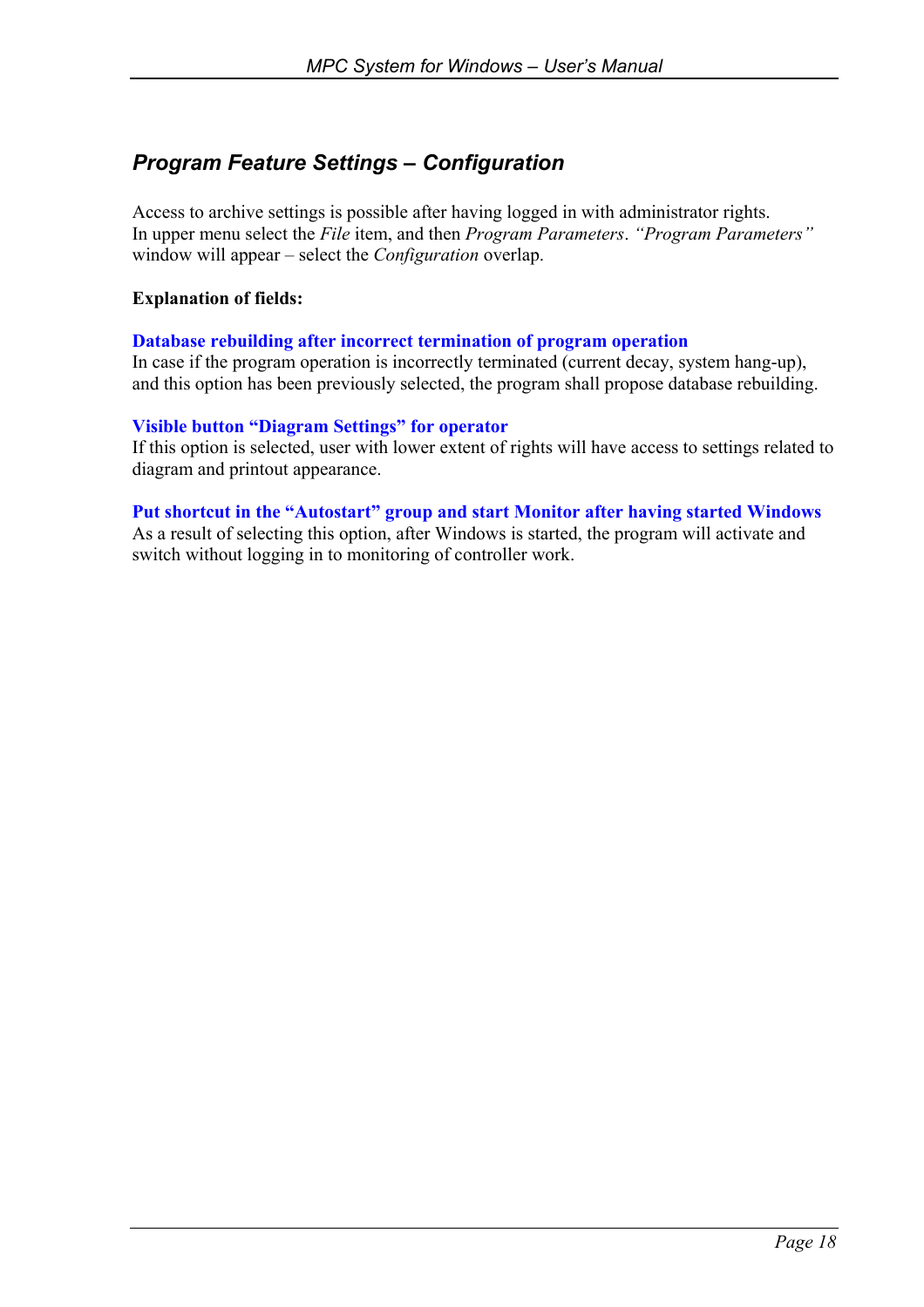## *Program Feature Settings – Configuration*

Access to archive settings is possible after having logged in with administrator rights.
In upper menu select the *File* item, and then *Program Parameters*. *"Program Parameters"* window will appear – select the *Configuration* overlap.

**Explanation of fields:**

**Database rebuilding after incorrect termination of program operation**
In case if the program operation is incorrectly terminated (current decay, system hang-up), and this option has been previously selected, the program shall propose database rebuilding.

**Visible button "Diagram Settings" for operator**
If this option is selected, user with lower extent of rights will have access to settings related to diagram and printout appearance.

**Put shortcut in the "Autostart" group and start Monitor after having started Windows**
As a result of selecting this option, after Windows is started, the program will activate and switch without logging in to monitoring of controller work.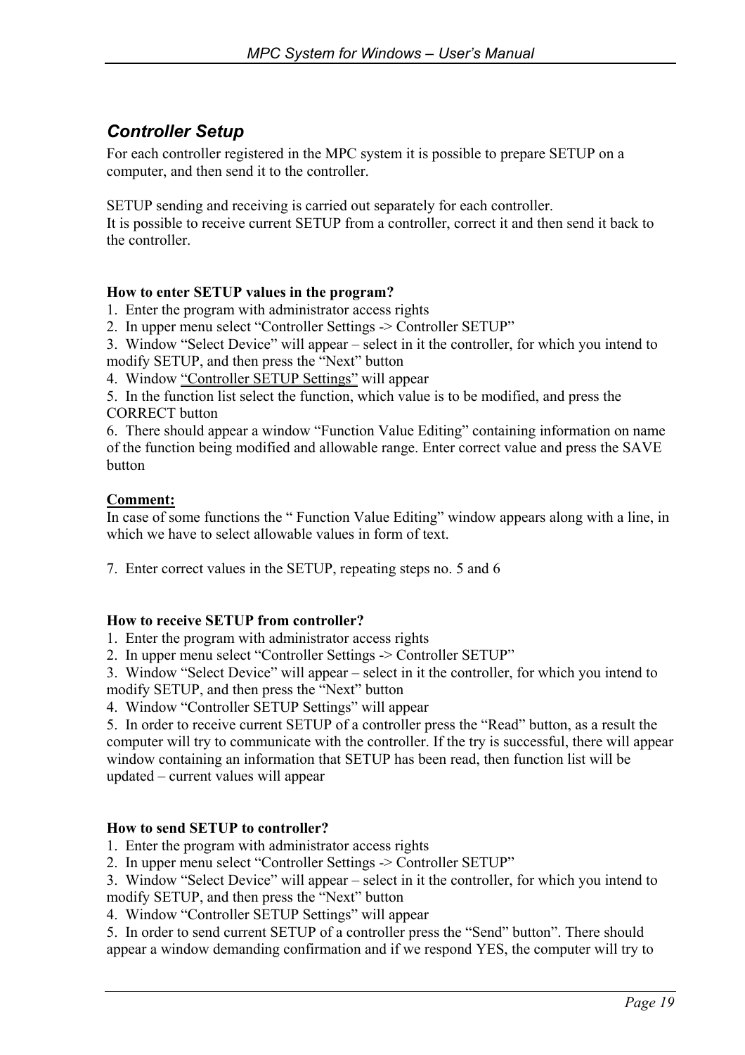## *Controller Setup*

For each controller registered in the MPC system it is possible to prepare SETUP on a computer, and then send it to the controller.

SETUP sending and receiving is carried out separately for each controller.
It is possible to receive current SETUP from a controller, correct it and then send it back to the controller.

**How to enter SETUP values in the program?**

1. Enter the program with administrator access rights
2. In upper menu select "Controller Settings -> Controller SETUP"
3. Window "Select Device" will appear – select in it the controller, for which you intend to modify SETUP, and then press the "Next" button
4. Window "Controller SETUP Settings" will appear
5. In the function list select the function, which value is to be modified, and press the CORRECT button
6. There should appear a window "Function Value Editing" containing information on name of the function being modified and allowable range. Enter correct value and press the SAVE button

**Comment:**
In case of some functions the " Function Value Editing" window appears along with a line, in which we have to select allowable values in form of text.

7. Enter correct values in the SETUP, repeating steps no. 5 and 6

**How to receive SETUP from controller?**

1. Enter the program with administrator access rights
2. In upper menu select "Controller Settings -> Controller SETUP"
3. Window "Select Device" will appear – select in it the controller, for which you intend to modify SETUP, and then press the "Next" button
4. Window "Controller SETUP Settings" will appear
5. In order to receive current SETUP of a controller press the "Read" button, as a result the computer will try to communicate with the controller. If the try is successful, there will appear window containing an information that SETUP has been read, then function list will be updated – current values will appear

**How to send SETUP to controller?**

1. Enter the program with administrator access rights
2. In upper menu select "Controller Settings -> Controller SETUP"
3. Window "Select Device" will appear – select in it the controller, for which you intend to modify SETUP, and then press the "Next" button
4. Window "Controller SETUP Settings" will appear
5. In order to send current SETUP of a controller press the "Send" button". There should appear a window demanding confirmation and if we respond YES, the computer will try to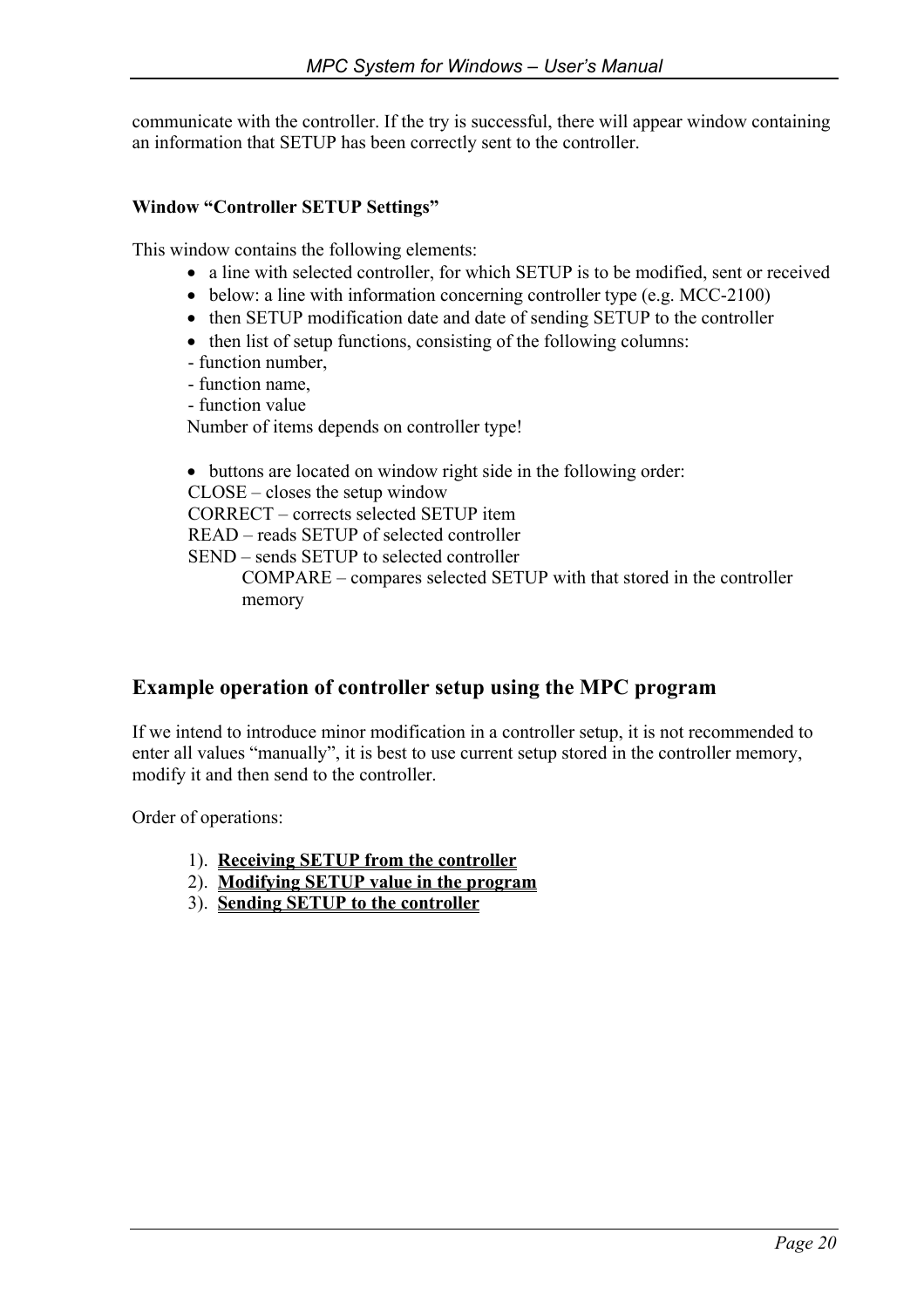communicate with the controller. If the try is successful, there will appear window containing an information that SETUP has been correctly sent to the controller.

**Window "Controller SETUP Settings"**

This window contains the following elements:

- a line with selected controller, for which SETUP is to be modified, sent or received
- below: a line with information concerning controller type (e.g. MCC-2100)
- then SETUP modification date and date of sending SETUP to the controller
- then list of setup functions, consisting of the following columns:

  - function number,
  - function name,
  - function value

  Number of items depends on controller type!

- buttons are located on window right side in the following order:

  CLOSE – closes the setup window
  CORRECT – corrects selected SETUP item
  READ – reads SETUP of selected controller
  SEND – sends SETUP to selected controller
  COMPARE – compares selected SETUP with that stored in the controller memory

## Example operation of controller setup using the MPC program

If we intend to introduce minor modification in a controller setup, it is not recommended to enter all values "manually", it is best to use current setup stored in the controller memory, modify it and then send to the controller.

Order of operations:

1). **Receiving SETUP from the controller**
2). **Modifying SETUP value in the program**
3). **Sending SETUP to the controller**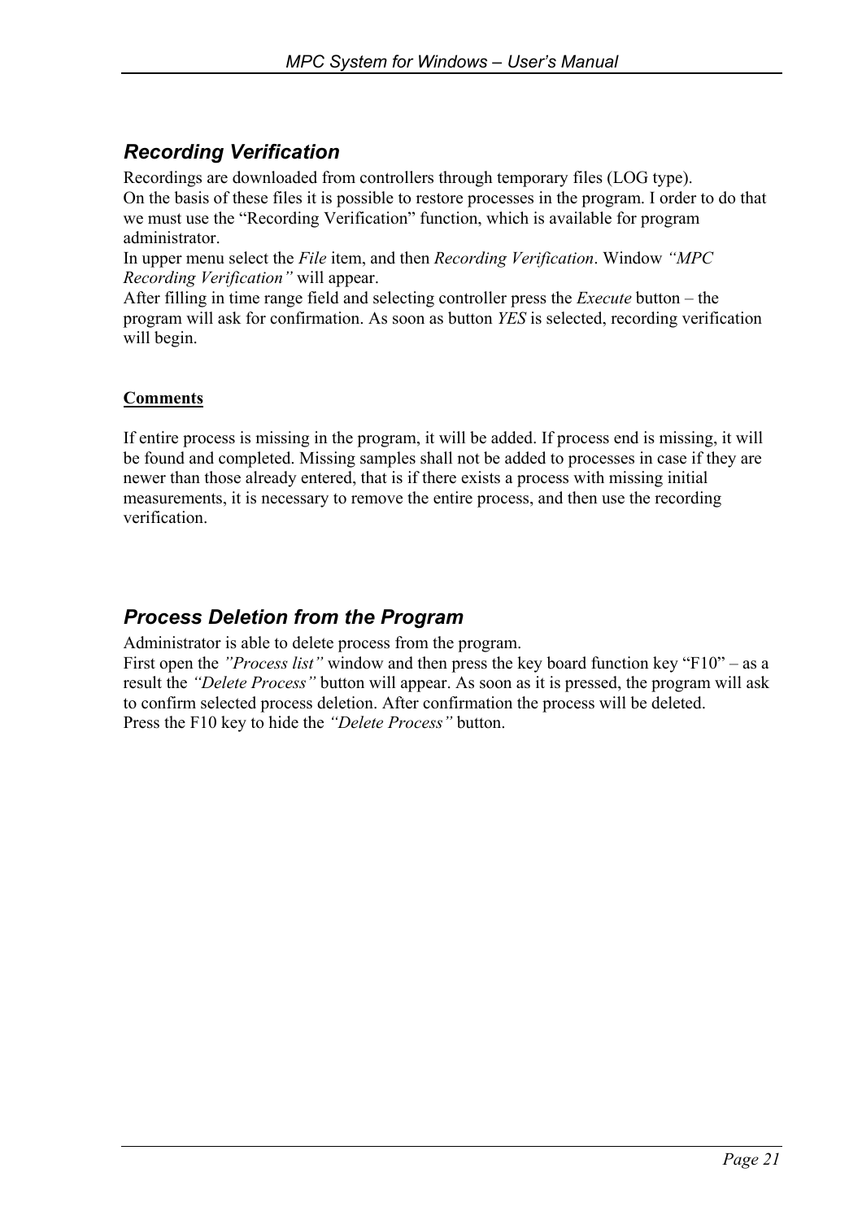## *Recording Verification*

Recordings are downloaded from controllers through temporary files (LOG type).
On the basis of these files it is possible to restore processes in the program. I order to do that we must use the "Recording Verification" function, which is available for program administrator.
In upper menu select the *File* item, and then *Recording Verification*. Window *"MPC Recording Verification"* will appear.
After filling in time range field and selecting controller press the *Execute* button – the program will ask for confirmation. As soon as button *YES* is selected, recording verification will begin.

**Comments**

If entire process is missing in the program, it will be added. If process end is missing, it will be found and completed. Missing samples shall not be added to processes in case if they are newer than those already entered, that is if there exists a process with missing initial measurements, it is necessary to remove the entire process, and then use the recording verification.

## *Process Deletion from the Program*

Administrator is able to delete process from the program.
First open the *"Process list"* window and then press the key board function key "F10" – as a result the *"Delete Process"* button will appear. As soon as it is pressed, the program will ask to confirm selected process deletion. After confirmation the process will be deleted.
Press the F10 key to hide the *"Delete Process"* button.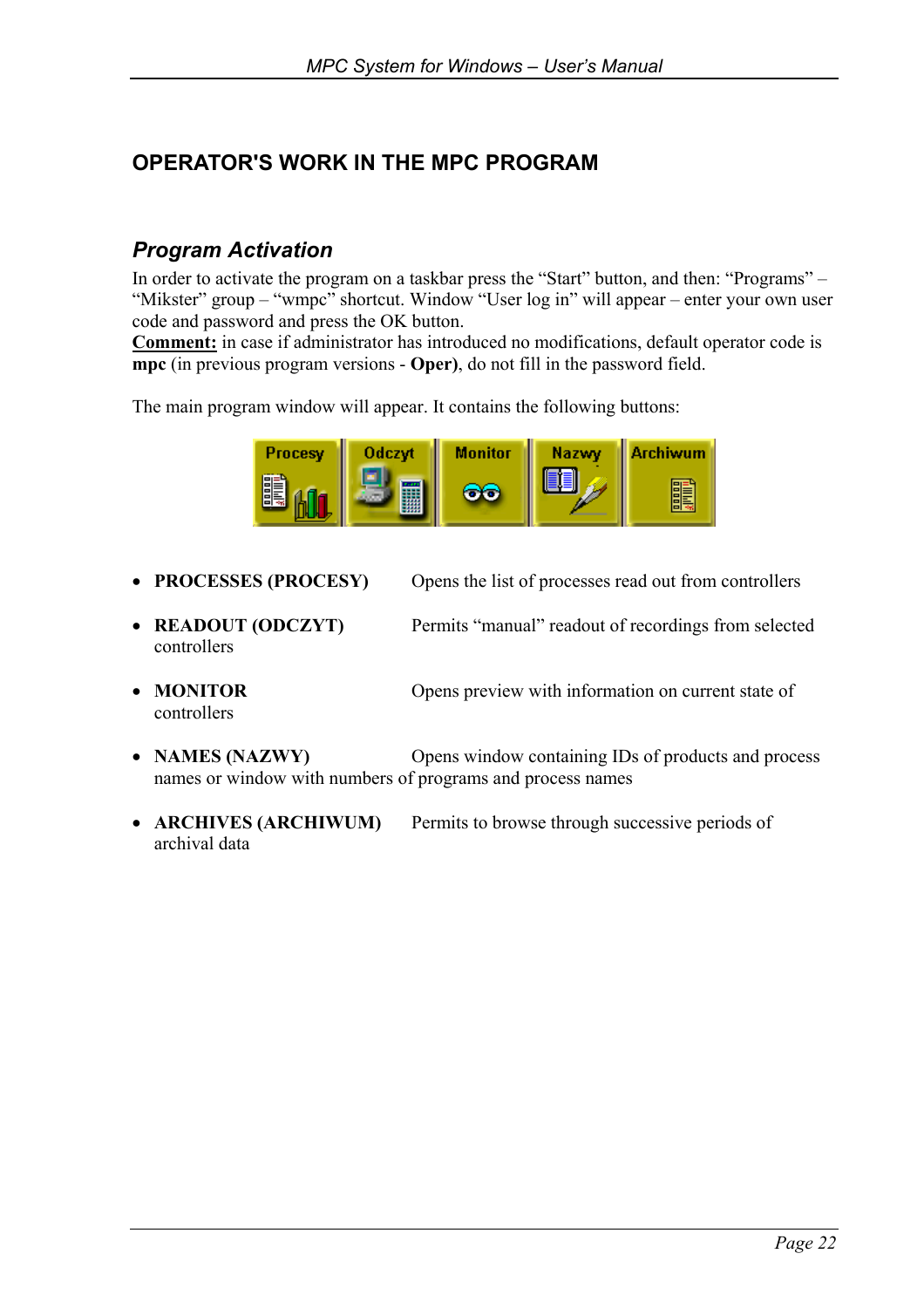# OPERATOR'S WORK IN THE MPC PROGRAM

## *Program Activation*

In order to activate the program on a taskbar press the "Start" button, and then: "Programs" – "Mikster" group – "wmpc" shortcut. Window "User log in" will appear – enter your own user code and password and press the OK button.

**Comment:** in case if administrator has introduced no modifications, default operator code is **mpc** (in previous program versions - **Oper)**, do not fill in the password field.

The main program window will appear. It contains the following buttons:

- **PROCESSES (PROCESY)** Opens the list of processes read out from controllers
- **READOUT (ODCZYT)** Permits "manual" readout of recordings from selected controllers
- **MONITOR** Opens preview with information on current state of controllers
- **NAMES (NAZWY)** Opens window containing IDs of products and process names or window with numbers of programs and process names
- **ARCHIVES (ARCHIWUM)** Permits to browse through successive periods of archival data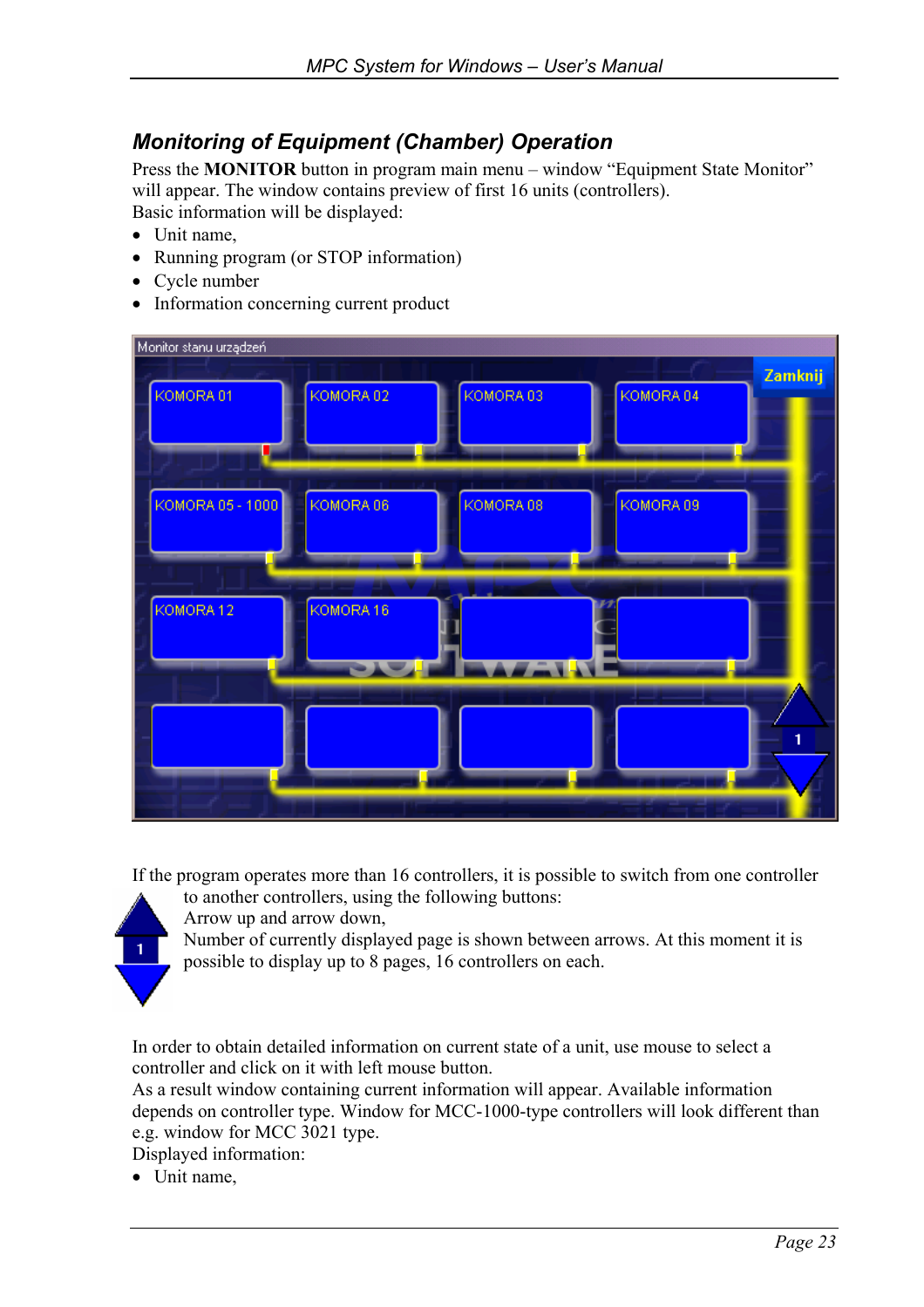## Monitoring of Equipment (Chamber) Operation

Press the **MONITOR** button in program main menu – window "Equipment State Monitor" will appear. The window contains preview of first 16 units (controllers).

Basic information will be displayed:

- Unit name,
- Running program (or STOP information)
- Cycle number
- Information concerning current product

If the program operates more than 16 controllers, it is possible to switch from one controller to another controllers, using the following buttons:

Arrow up and arrow down,

Number of currently displayed page is shown between arrows. At this moment it is possible to display up to 8 pages, 16 controllers on each.

In order to obtain detailed information on current state of a unit, use mouse to select a controller and click on it with left mouse button.

As a result window containing current information will appear. Available information depends on controller type. Window for MCC-1000-type controllers will look different than e.g. window for MCC 3021 type.

Displayed information:

- Unit name,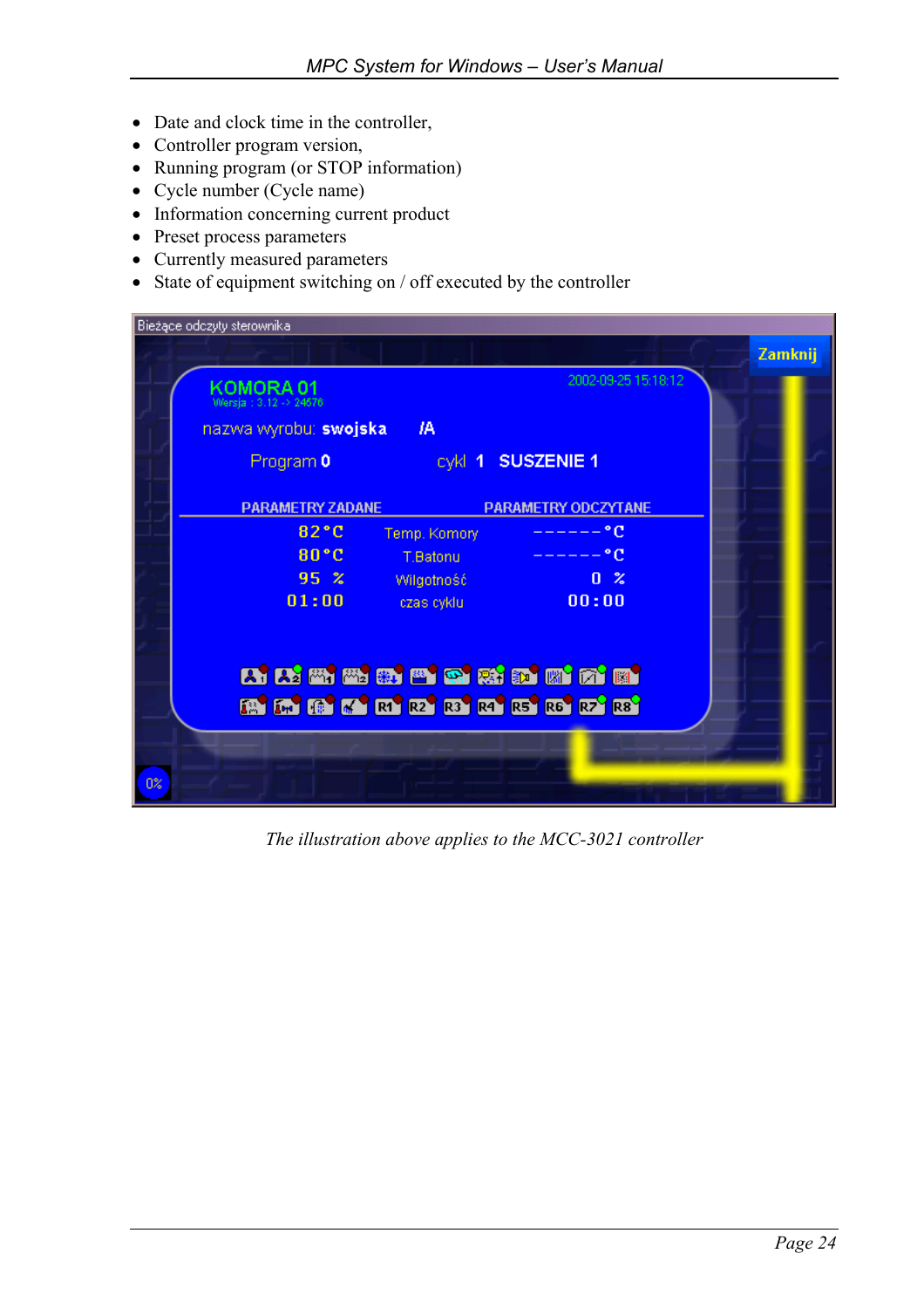- Date and clock time in the controller,
- Controller program version,
- Running program (or STOP information)
- Cycle number (Cycle name)
- Information concerning current product
- Preset process parameters
- Currently measured parameters
- State of equipment switching on / off executed by the controller

*The illustration above applies to the MCC-3021 controller*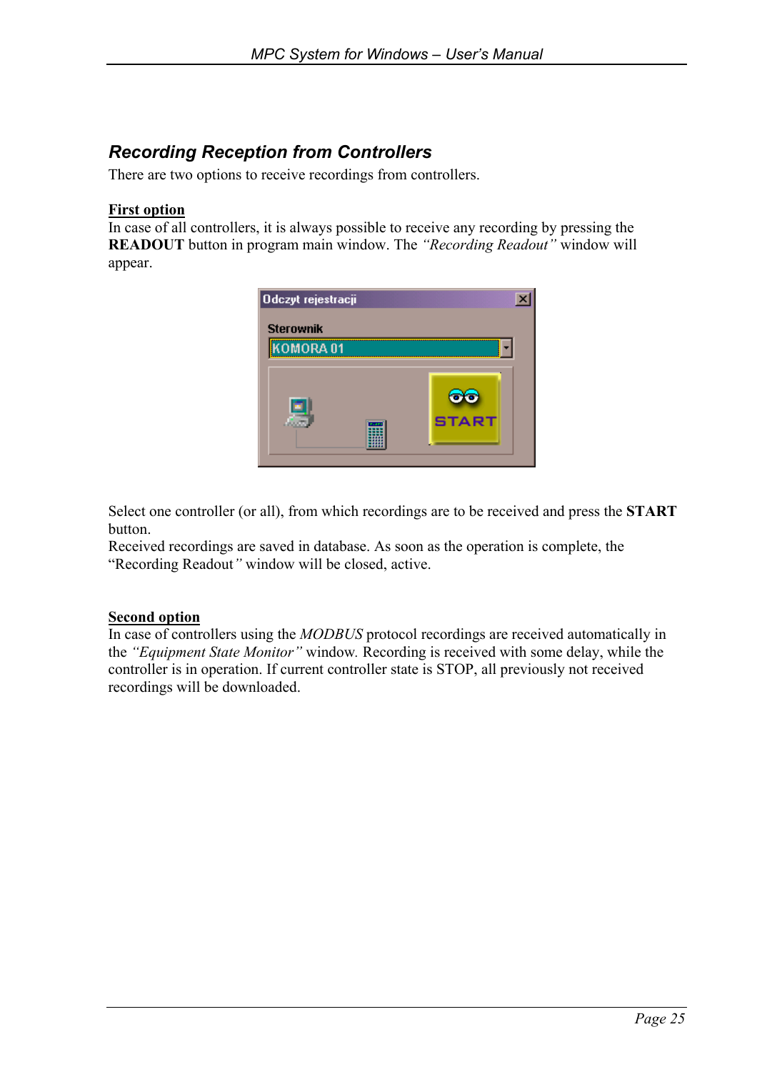## *Recording Reception from Controllers*

There are two options to receive recordings from controllers.

**First option**

In case of all controllers, it is always possible to receive any recording by pressing the **READOUT** button in program main window. The *"Recording Readout"* window will appear.

Select one controller (or all), from which recordings are to be received and press the **START** button.

Received recordings are saved in database. As soon as the operation is complete, the "Recording Readout" window will be closed, active.

**Second option**

In case of controllers using the *MODBUS* protocol recordings are received automatically in the *"Equipment State Monitor"* window. Recording is received with some delay, while the controller is in operation. If current controller state is STOP, all previously not received recordings will be downloaded.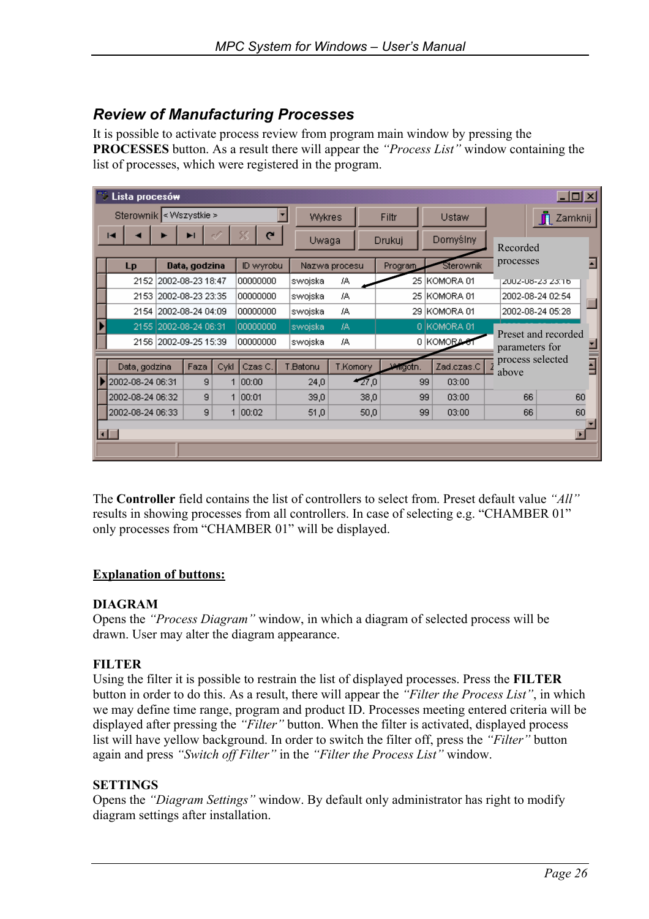## Review of Manufacturing Processes

It is possible to activate process review from program main window by pressing the **PROCESSES** button. As a result there will appear the *"Process List"* window containing the list of processes, which were registered in the program.

The **Controller** field contains the list of controllers to select from. Preset default value *"All"* results in showing processes from all controllers. In case of selecting e.g. "CHAMBER 01" only processes from "CHAMBER 01" will be displayed.

**Explanation of buttons:**

**DIAGRAM**
Opens the *"Process Diagram"* window, in which a diagram of selected process will be drawn. User may alter the diagram appearance.

**FILTER**
Using the filter it is possible to restrain the list of displayed processes. Press the **FILTER** button in order to do this. As a result, there will appear the *"Filter the Process List"*, in which we may define time range, program and product ID. Processes meeting entered criteria will be displayed after pressing the *"Filter"* button. When the filter is activated, displayed process list will have yellow background. In order to switch the filter off, press the *"Filter"* button again and press *"Switch off Filter"* in the *"Filter the Process List"* window.

**SETTINGS**
Opens the *"Diagram Settings"* window. By default only administrator has right to modify diagram settings after installation.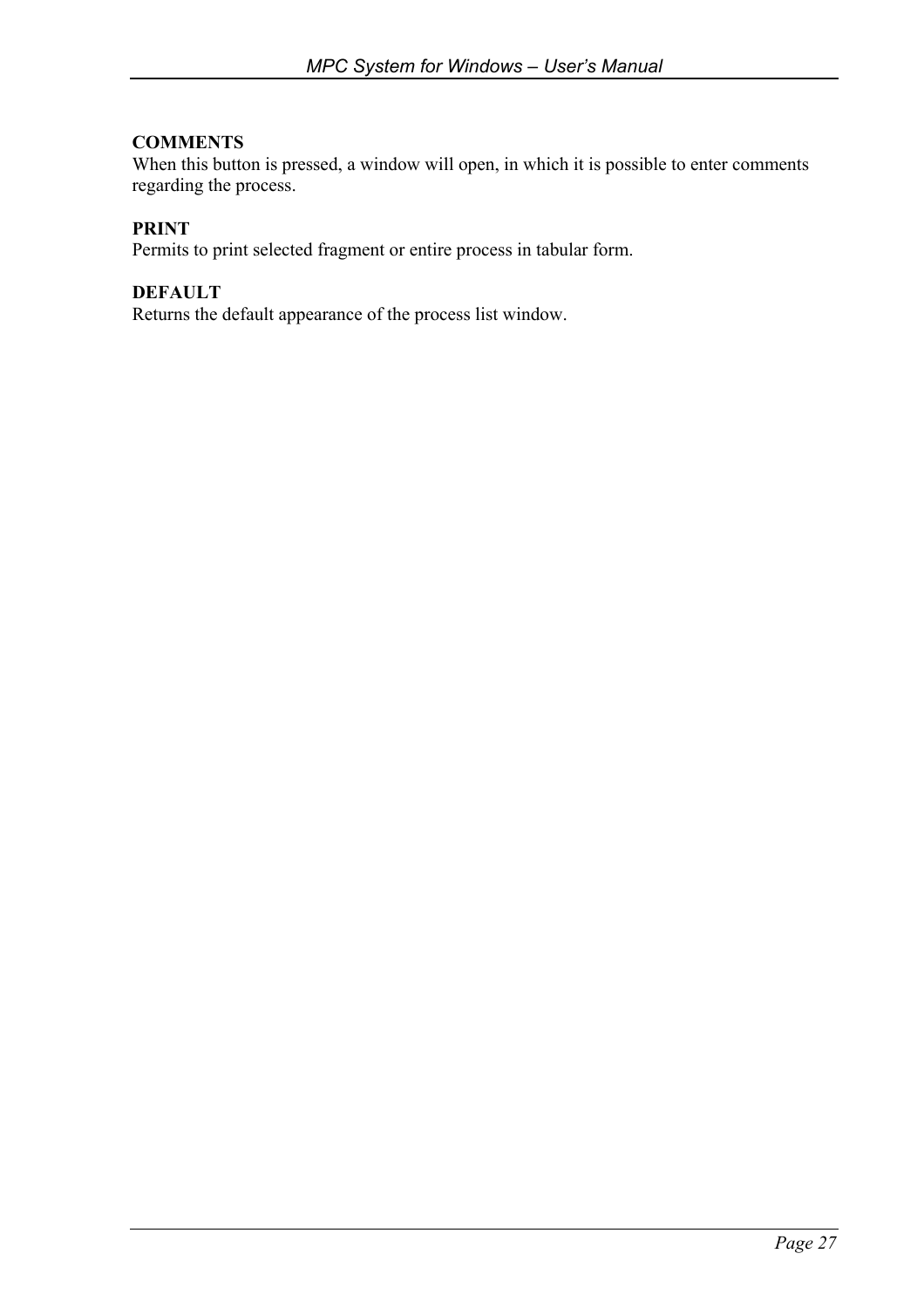**COMMENTS**
When this button is pressed, a window will open, in which it is possible to enter comments regarding the process.

**PRINT**
Permits to print selected fragment or entire process in tabular form.

**DEFAULT**
Returns the default appearance of the process list window.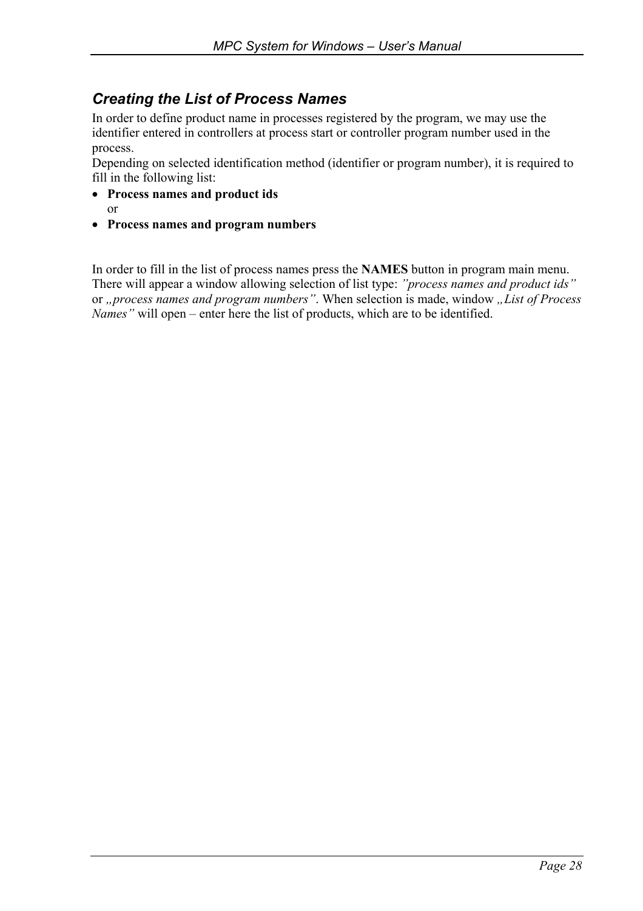### *Creating the List of Process Names*

In order to define product name in processes registered by the program, we may use the identifier entered in controllers at process start or controller program number used in the process.
Depending on selected identification method (identifier or program number), it is required to fill in the following list:

- **Process names and product ids**
  or
- **Process names and program numbers**

In order to fill in the list of process names press the **NAMES** button in program main menu. There will appear a window allowing selection of list type: *”process names and product ids”* or *„process names and program numbers”*. When selection is made, window *„List of Process Names”* will open – enter here the list of products, which are to be identified.